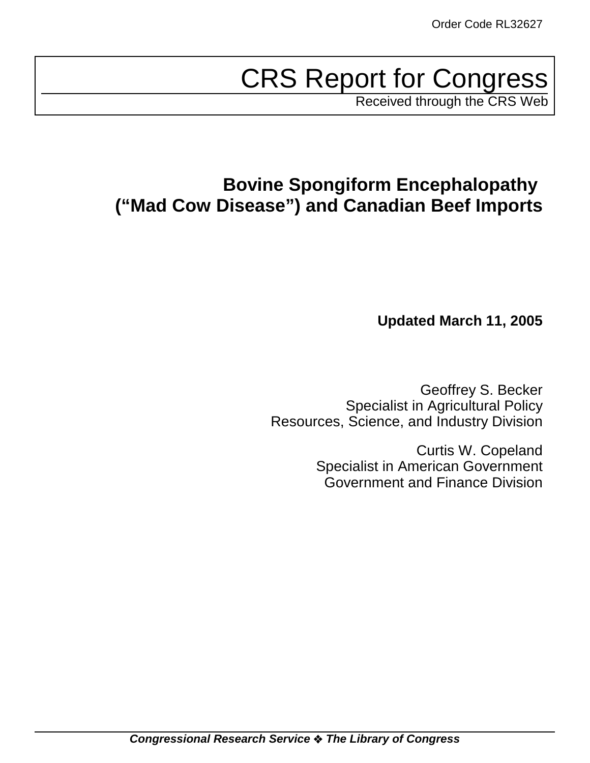Order Code RL32627

# CRS Report for Congress

Received through the CRS Web

## Bovine Spongiform Encephalopathy ("Mad Cow Disease") and Canadian Beef Imports

**Updated March 11, 2005**

Geoffrey S. Becker
Specialist in Agricultural Policy
Resources, Science, and Industry Division

Curtis W. Copeland
Specialist in American Government
Government and Finance Division

***Congressional Research Service ❖ The Library of Congress***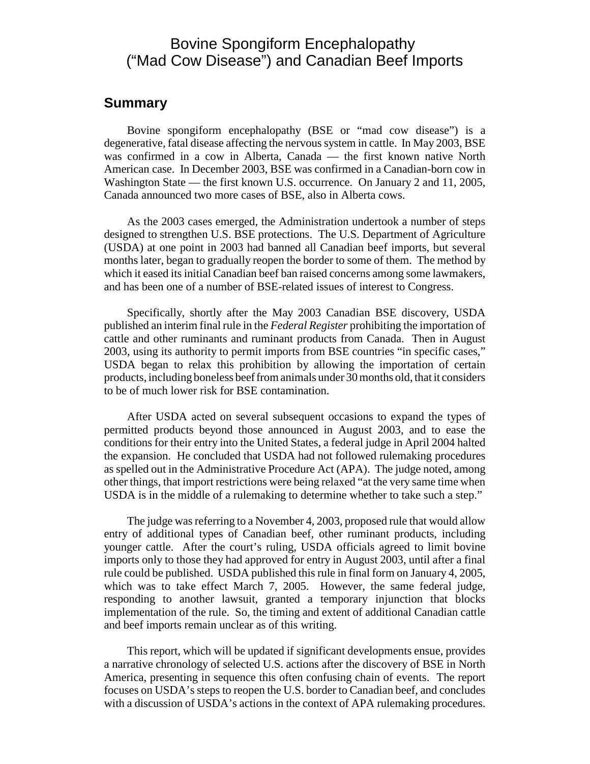# Bovine Spongiform Encephalopathy ("Mad Cow Disease") and Canadian Beef Imports

## Summary

Bovine spongiform encephalopathy (BSE or "mad cow disease") is a degenerative, fatal disease affecting the nervous system in cattle. In May 2003, BSE was confirmed in a cow in Alberta, Canada — the first known native North American case. In December 2003, BSE was confirmed in a Canadian-born cow in Washington State — the first known U.S. occurrence. On January 2 and 11, 2005, Canada announced two more cases of BSE, also in Alberta cows.

As the 2003 cases emerged, the Administration undertook a number of steps designed to strengthen U.S. BSE protections. The U.S. Department of Agriculture (USDA) at one point in 2003 had banned all Canadian beef imports, but several months later, began to gradually reopen the border to some of them. The method by which it eased its initial Canadian beef ban raised concerns among some lawmakers, and has been one of a number of BSE-related issues of interest to Congress.

Specifically, shortly after the May 2003 Canadian BSE discovery, USDA published an interim final rule in the *Federal Register* prohibiting the importation of cattle and other ruminants and ruminant products from Canada. Then in August 2003, using its authority to permit imports from BSE countries "in specific cases," USDA began to relax this prohibition by allowing the importation of certain products, including boneless beef from animals under 30 months old, that it considers to be of much lower risk for BSE contamination.

After USDA acted on several subsequent occasions to expand the types of permitted products beyond those announced in August 2003, and to ease the conditions for their entry into the United States, a federal judge in April 2004 halted the expansion. He concluded that USDA had not followed rulemaking procedures as spelled out in the Administrative Procedure Act (APA). The judge noted, among other things, that import restrictions were being relaxed "at the very same time when USDA is in the middle of a rulemaking to determine whether to take such a step."

The judge was referring to a November 4, 2003, proposed rule that would allow entry of additional types of Canadian beef, other ruminant products, including younger cattle. After the court's ruling, USDA officials agreed to limit bovine imports only to those they had approved for entry in August 2003, until after a final rule could be published. USDA published this rule in final form on January 4, 2005, which was to take effect March 7, 2005. However, the same federal judge, responding to another lawsuit, granted a temporary injunction that blocks implementation of the rule. So, the timing and extent of additional Canadian cattle and beef imports remain unclear as of this writing.

This report, which will be updated if significant developments ensue, provides a narrative chronology of selected U.S. actions after the discovery of BSE in North America, presenting in sequence this often confusing chain of events. The report focuses on USDA's steps to reopen the U.S. border to Canadian beef, and concludes with a discussion of USDA's actions in the context of APA rulemaking procedures.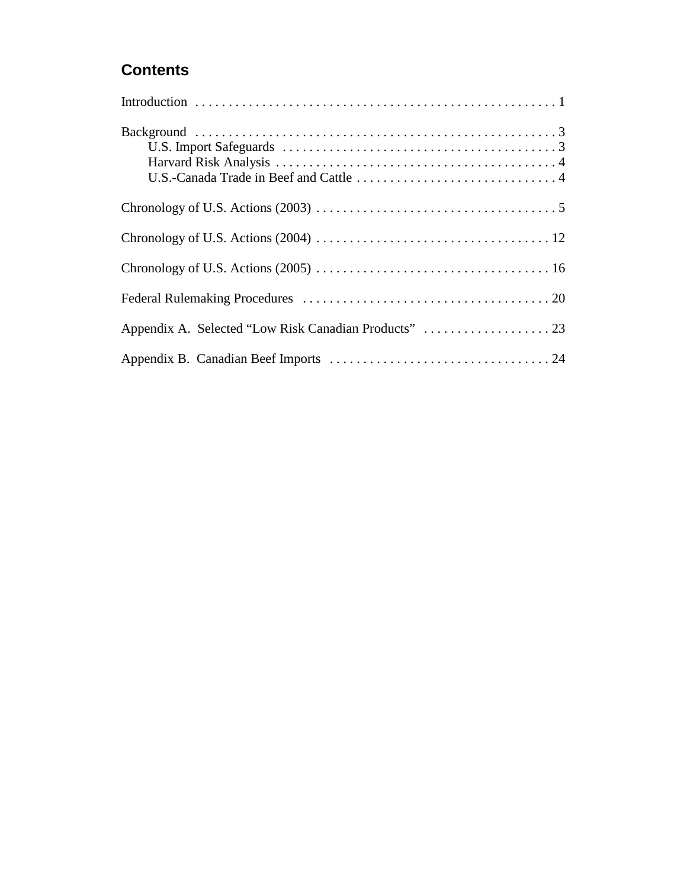## Contents

Introduction . . . . . . . . . . . . . . . . . . . . . . . . . . . . . . . . . . . . . . . . . . . . . . . . . . . . . 1

Background . . . . . . . . . . . . . . . . . . . . . . . . . . . . . . . . . . . . . . . . . . . . . . . . . . . . . 3
- U.S. Import Safeguards . . . . . . . . . . . . . . . . . . . . . . . . . . . . . . . . . . . . . . . . . 3
- Harvard Risk Analysis . . . . . . . . . . . . . . . . . . . . . . . . . . . . . . . . . . . . . . . . . . 4
- U.S.-Canada Trade in Beef and Cattle . . . . . . . . . . . . . . . . . . . . . . . . . . . . . . 4

Chronology of U.S. Actions (2003) . . . . . . . . . . . . . . . . . . . . . . . . . . . . . . . . . . . . 5

Chronology of U.S. Actions (2004) . . . . . . . . . . . . . . . . . . . . . . . . . . . . . . . . . . . 12

Chronology of U.S. Actions (2005) . . . . . . . . . . . . . . . . . . . . . . . . . . . . . . . . . . . 16

Federal Rulemaking Procedures . . . . . . . . . . . . . . . . . . . . . . . . . . . . . . . . . . . . . 20

Appendix A. Selected "Low Risk Canadian Products" . . . . . . . . . . . . . . . . . . . 23

Appendix B. Canadian Beef Imports . . . . . . . . . . . . . . . . . . . . . . . . . . . . . . . . . 24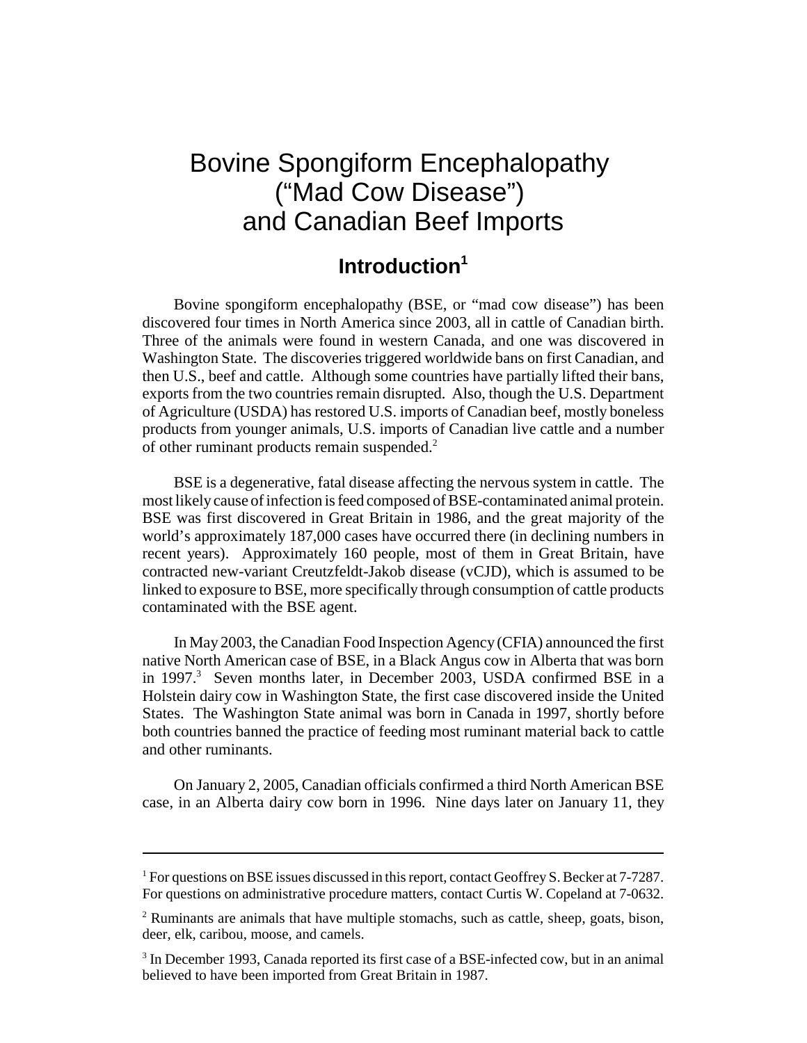# Bovine Spongiform Encephalopathy ("Mad Cow Disease") and Canadian Beef Imports

## Introduction[1]

Bovine spongiform encephalopathy (BSE, or "mad cow disease") has been discovered four times in North America since 2003, all in cattle of Canadian birth. Three of the animals were found in western Canada, and one was discovered in Washington State. The discoveries triggered worldwide bans on first Canadian, and then U.S., beef and cattle. Although some countries have partially lifted their bans, exports from the two countries remain disrupted. Also, though the U.S. Department of Agriculture (USDA) has restored U.S. imports of Canadian beef, mostly boneless products from younger animals, U.S. imports of Canadian live cattle and a number of other ruminant products remain suspended.[2]

BSE is a degenerative, fatal disease affecting the nervous system in cattle. The most likely cause of infection is feed composed of BSE-contaminated animal protein. BSE was first discovered in Great Britain in 1986, and the great majority of the world's approximately 187,000 cases have occurred there (in declining numbers in recent years). Approximately 160 people, most of them in Great Britain, have contracted new-variant Creutzfeldt-Jakob disease (vCJD), which is assumed to be linked to exposure to BSE, more specifically through consumption of cattle products contaminated with the BSE agent.

In May 2003, the Canadian Food Inspection Agency (CFIA) announced the first native North American case of BSE, in a Black Angus cow in Alberta that was born in 1997.[3] Seven months later, in December 2003, USDA confirmed BSE in a Holstein dairy cow in Washington State, the first case discovered inside the United States. The Washington State animal was born in Canada in 1997, shortly before both countries banned the practice of feeding most ruminant material back to cattle and other ruminants.

On January 2, 2005, Canadian officials confirmed a third North American BSE case, in an Alberta dairy cow born in 1996. Nine days later on January 11, they

---

[1] For questions on BSE issues discussed in this report, contact Geoffrey S. Becker at 7-7287. For questions on administrative procedure matters, contact Curtis W. Copeland at 7-0632.

[2] Ruminants are animals that have multiple stomachs, such as cattle, sheep, goats, bison, deer, elk, caribou, moose, and camels.

[3] In December 1993, Canada reported its first case of a BSE-infected cow, but in an animal believed to have been imported from Great Britain in 1987.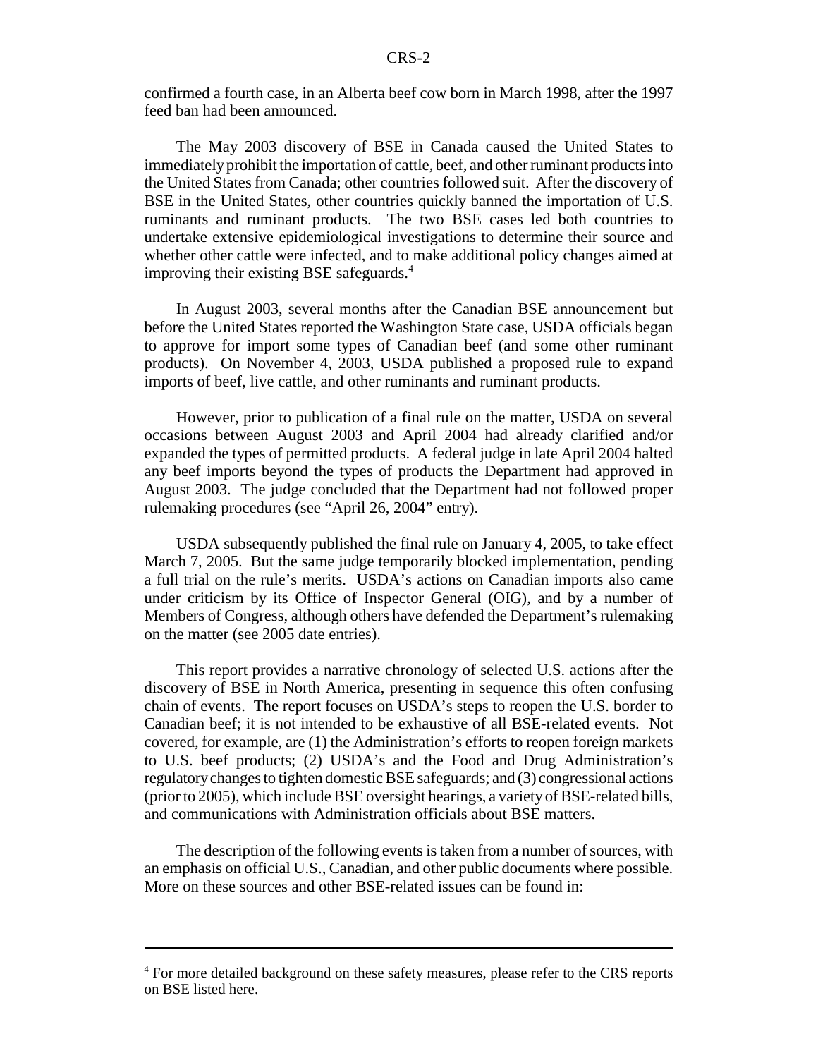confirmed a fourth case, in an Alberta beef cow born in March 1998, after the 1997 feed ban had been announced.

The May 2003 discovery of BSE in Canada caused the United States to immediately prohibit the importation of cattle, beef, and other ruminant products into the United States from Canada; other countries followed suit. After the discovery of BSE in the United States, other countries quickly banned the importation of U.S. ruminants and ruminant products. The two BSE cases led both countries to undertake extensive epidemiological investigations to determine their source and whether other cattle were infected, and to make additional policy changes aimed at improving their existing BSE safeguards.[4]

In August 2003, several months after the Canadian BSE announcement but before the United States reported the Washington State case, USDA officials began to approve for import some types of Canadian beef (and some other ruminant products). On November 4, 2003, USDA published a proposed rule to expand imports of beef, live cattle, and other ruminants and ruminant products.

However, prior to publication of a final rule on the matter, USDA on several occasions between August 2003 and April 2004 had already clarified and/or expanded the types of permitted products. A federal judge in late April 2004 halted any beef imports beyond the types of products the Department had approved in August 2003. The judge concluded that the Department had not followed proper rulemaking procedures (see "April 26, 2004" entry).

USDA subsequently published the final rule on January 4, 2005, to take effect March 7, 2005. But the same judge temporarily blocked implementation, pending a full trial on the rule's merits. USDA's actions on Canadian imports also came under criticism by its Office of Inspector General (OIG), and by a number of Members of Congress, although others have defended the Department's rulemaking on the matter (see 2005 date entries).

This report provides a narrative chronology of selected U.S. actions after the discovery of BSE in North America, presenting in sequence this often confusing chain of events. The report focuses on USDA's steps to reopen the U.S. border to Canadian beef; it is not intended to be exhaustive of all BSE-related events. Not covered, for example, are (1) the Administration's efforts to reopen foreign markets to U.S. beef products; (2) USDA's and the Food and Drug Administration's regulatory changes to tighten domestic BSE safeguards; and (3) congressional actions (prior to 2005), which include BSE oversight hearings, a variety of BSE-related bills, and communications with Administration officials about BSE matters.

The description of the following events is taken from a number of sources, with an emphasis on official U.S., Canadian, and other public documents where possible. More on these sources and other BSE-related issues can be found in:

---

[4] For more detailed background on these safety measures, please refer to the CRS reports on BSE listed here.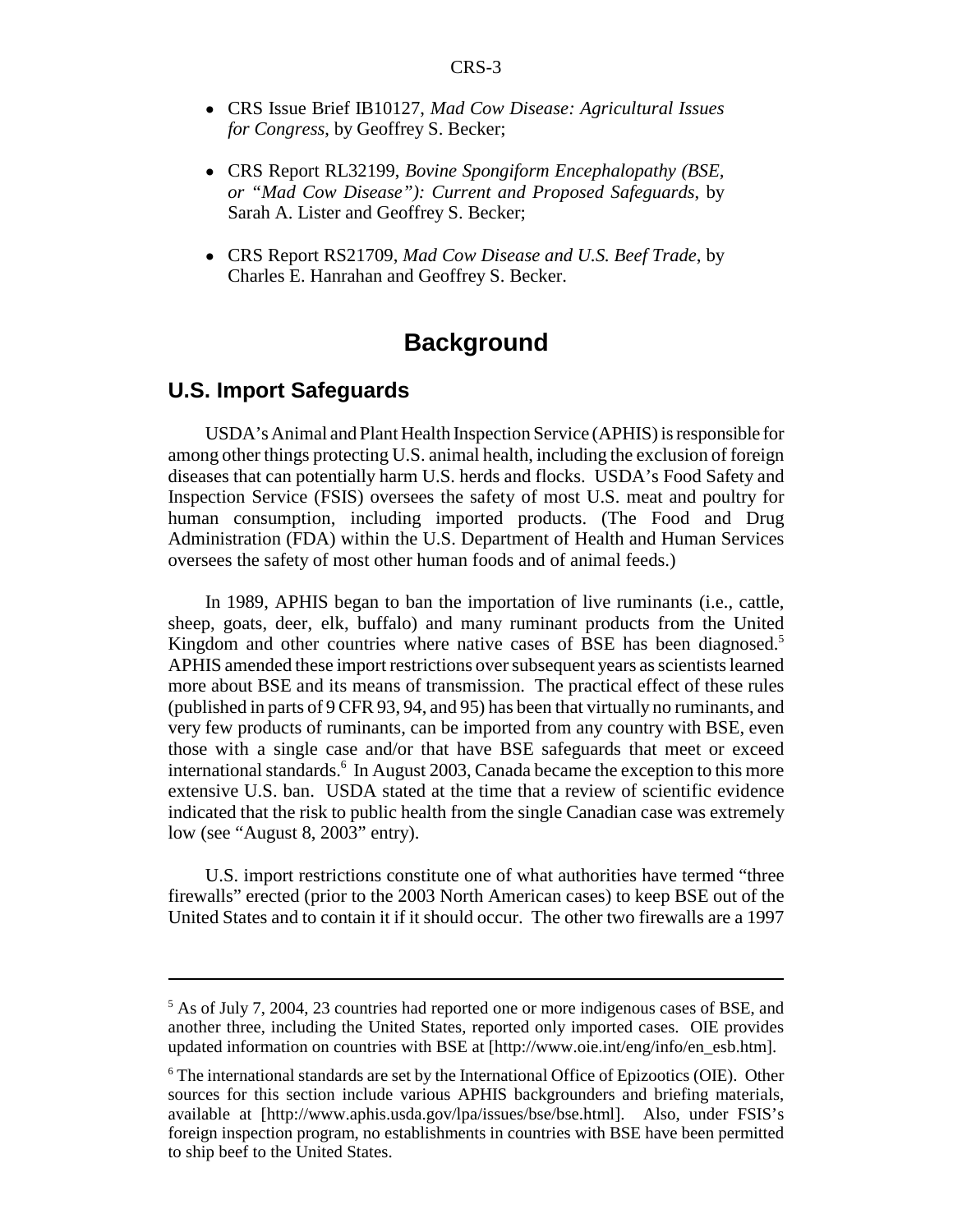- CRS Issue Brief IB10127, *Mad Cow Disease: Agricultural Issues for Congress*, by Geoffrey S. Becker;
- CRS Report RL32199, *Bovine Spongiform Encephalopathy (BSE, or "Mad Cow Disease"): Current and Proposed Safeguards*, by Sarah A. Lister and Geoffrey S. Becker;
- CRS Report RS21709, *Mad Cow Disease and U.S. Beef Trade*, by Charles E. Hanrahan and Geoffrey S. Becker.

# Background

## U.S. Import Safeguards

USDA's Animal and Plant Health Inspection Service (APHIS) is responsible for among other things protecting U.S. animal health, including the exclusion of foreign diseases that can potentially harm U.S. herds and flocks. USDA's Food Safety and Inspection Service (FSIS) oversees the safety of most U.S. meat and poultry for human consumption, including imported products. (The Food and Drug Administration (FDA) within the U.S. Department of Health and Human Services oversees the safety of most other human foods and of animal feeds.)

In 1989, APHIS began to ban the importation of live ruminants (i.e., cattle, sheep, goats, deer, elk, buffalo) and many ruminant products from the United Kingdom and other countries where native cases of BSE has been diagnosed.[5] APHIS amended these import restrictions over subsequent years as scientists learned more about BSE and its means of transmission. The practical effect of these rules (published in parts of 9 CFR 93, 94, and 95) has been that virtually no ruminants, and very few products of ruminants, can be imported from any country with BSE, even those with a single case and/or that have BSE safeguards that meet or exceed international standards.[6] In August 2003, Canada became the exception to this more extensive U.S. ban. USDA stated at the time that a review of scientific evidence indicated that the risk to public health from the single Canadian case was extremely low (see "August 8, 2003" entry).

U.S. import restrictions constitute one of what authorities have termed "three firewalls" erected (prior to the 2003 North American cases) to keep BSE out of the United States and to contain it if it should occur. The other two firewalls are a 1997

---

[5] As of July 7, 2004, 23 countries had reported one or more indigenous cases of BSE, and another three, including the United States, reported only imported cases. OIE provides updated information on countries with BSE at [http://www.oie.int/eng/info/en_esb.htm].

[6] The international standards are set by the International Office of Epizootics (OIE). Other sources for this section include various APHIS backgrounders and briefing materials, available at [http://www.aphis.usda.gov/lpa/issues/bse/bse.html]. Also, under FSIS's foreign inspection program, no establishments in countries with BSE have been permitted to ship beef to the United States.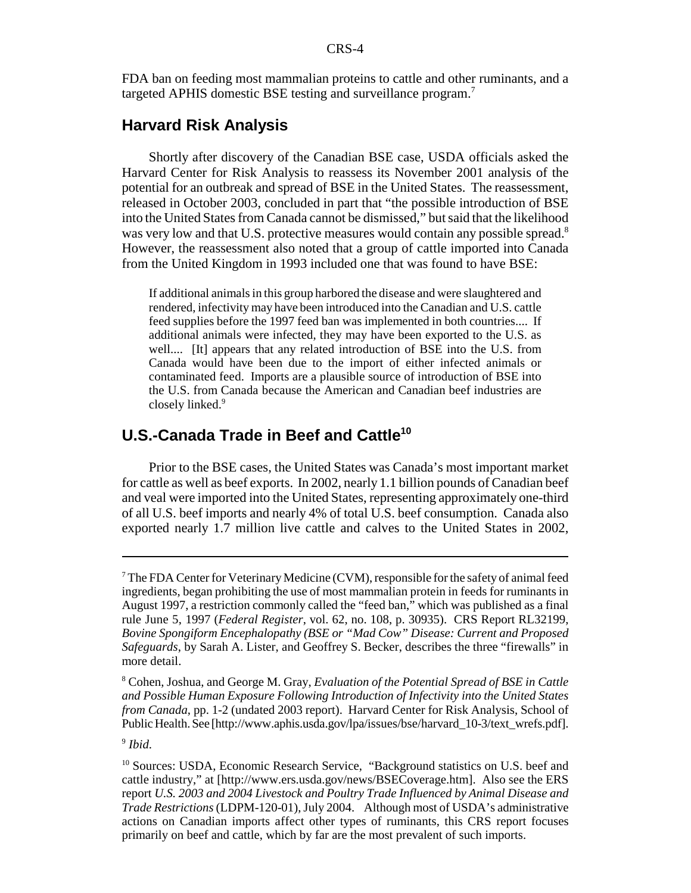FDA ban on feeding most mammalian proteins to cattle and other ruminants, and a targeted APHIS domestic BSE testing and surveillance program.[7]

## Harvard Risk Analysis

Shortly after discovery of the Canadian BSE case, USDA officials asked the Harvard Center for Risk Analysis to reassess its November 2001 analysis of the potential for an outbreak and spread of BSE in the United States. The reassessment, released in October 2003, concluded in part that "the possible introduction of BSE into the United States from Canada cannot be dismissed," but said that the likelihood was very low and that U.S. protective measures would contain any possible spread.[8] However, the reassessment also noted that a group of cattle imported into Canada from the United Kingdom in 1993 included one that was found to have BSE:

> If additional animals in this group harbored the disease and were slaughtered and rendered, infectivity may have been introduced into the Canadian and U.S. cattle feed supplies before the 1997 feed ban was implemented in both countries.... If additional animals were infected, they may have been exported to the U.S. as well.... [It] appears that any related introduction of BSE into the U.S. from Canada would have been due to the import of either infected animals or contaminated feed. Imports are a plausible source of introduction of BSE into the U.S. from Canada because the American and Canadian beef industries are closely linked.[9]

## U.S.-Canada Trade in Beef and Cattle[10]

Prior to the BSE cases, the United States was Canada's most important market for cattle as well as beef exports. In 2002, nearly 1.1 billion pounds of Canadian beef and veal were imported into the United States, representing approximately one-third of all U.S. beef imports and nearly 4% of total U.S. beef consumption. Canada also exported nearly 1.7 million live cattle and calves to the United States in 2002,

---

[7] The FDA Center for Veterinary Medicine (CVM), responsible for the safety of animal feed ingredients, began prohibiting the use of most mammalian protein in feeds for ruminants in August 1997, a restriction commonly called the "feed ban," which was published as a final rule June 5, 1997 (*Federal Register*, vol. 62, no. 108, p. 30935). CRS Report RL32199, *Bovine Spongiform Encephalopathy (BSE or "Mad Cow" Disease: Current and Proposed Safeguards*, by Sarah A. Lister, and Geoffrey S. Becker, describes the three "firewalls" in more detail.

[8] Cohen, Joshua, and George M. Gray, *Evaluation of the Potential Spread of BSE in Cattle and Possible Human Exposure Following Introduction of Infectivity into the United States from Canada*, pp. 1-2 (undated 2003 report). Harvard Center for Risk Analysis, School of Public Health. See [http://www.aphis.usda.gov/lpa/issues/bse/harvard_10-3/text_wrefs.pdf].

[9] *Ibid.*

[10] Sources: USDA, Economic Research Service, "Background statistics on U.S. beef and cattle industry," at [http://www.ers.usda.gov/news/BSECoverage.htm]. Also see the ERS report *U.S. 2003 and 2004 Livestock and Poultry Trade Influenced by Animal Disease and Trade Restrictions* (LDPM-120-01), July 2004. Although most of USDA's administrative actions on Canadian imports affect other types of ruminants, this CRS report focuses primarily on beef and cattle, which by far are the most prevalent of such imports.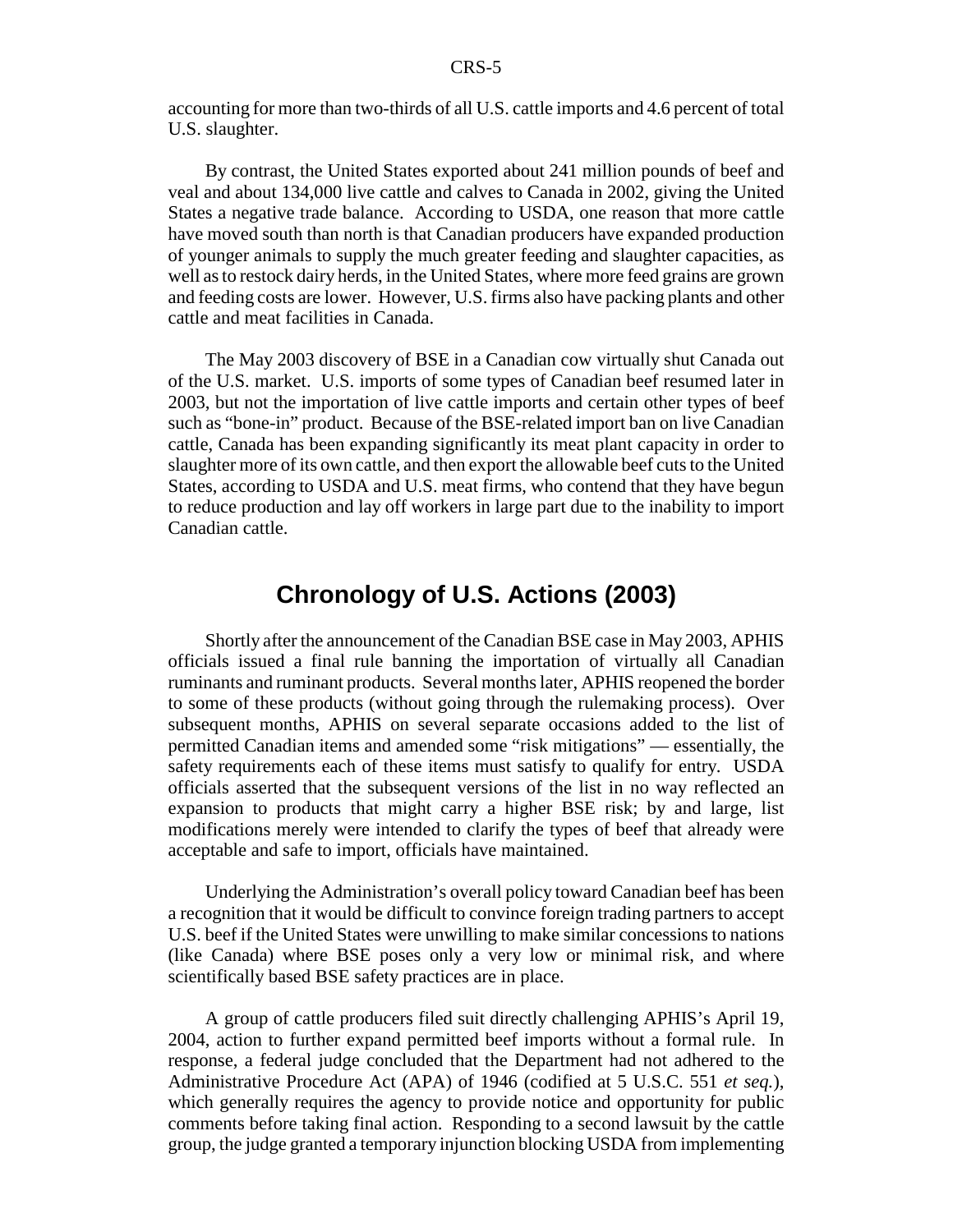accounting for more than two-thirds of all U.S. cattle imports and 4.6 percent of total U.S. slaughter.

By contrast, the United States exported about 241 million pounds of beef and veal and about 134,000 live cattle and calves to Canada in 2002, giving the United States a negative trade balance. According to USDA, one reason that more cattle have moved south than north is that Canadian producers have expanded production of younger animals to supply the much greater feeding and slaughter capacities, as well as to restock dairy herds, in the United States, where more feed grains are grown and feeding costs are lower. However, U.S. firms also have packing plants and other cattle and meat facilities in Canada.

The May 2003 discovery of BSE in a Canadian cow virtually shut Canada out of the U.S. market. U.S. imports of some types of Canadian beef resumed later in 2003, but not the importation of live cattle imports and certain other types of beef such as "bone-in" product. Because of the BSE-related import ban on live Canadian cattle, Canada has been expanding significantly its meat plant capacity in order to slaughter more of its own cattle, and then export the allowable beef cuts to the United States, according to USDA and U.S. meat firms, who contend that they have begun to reduce production and lay off workers in large part due to the inability to import Canadian cattle.

## Chronology of U.S. Actions (2003)

Shortly after the announcement of the Canadian BSE case in May 2003, APHIS officials issued a final rule banning the importation of virtually all Canadian ruminants and ruminant products. Several months later, APHIS reopened the border to some of these products (without going through the rulemaking process). Over subsequent months, APHIS on several separate occasions added to the list of permitted Canadian items and amended some "risk mitigations" — essentially, the safety requirements each of these items must satisfy to qualify for entry. USDA officials asserted that the subsequent versions of the list in no way reflected an expansion to products that might carry a higher BSE risk; by and large, list modifications merely were intended to clarify the types of beef that already were acceptable and safe to import, officials have maintained.

Underlying the Administration's overall policy toward Canadian beef has been a recognition that it would be difficult to convince foreign trading partners to accept U.S. beef if the United States were unwilling to make similar concessions to nations (like Canada) where BSE poses only a very low or minimal risk, and where scientifically based BSE safety practices are in place.

A group of cattle producers filed suit directly challenging APHIS's April 19, 2004, action to further expand permitted beef imports without a formal rule. In response, a federal judge concluded that the Department had not adhered to the Administrative Procedure Act (APA) of 1946 (codified at 5 U.S.C. 551 *et seq.*), which generally requires the agency to provide notice and opportunity for public comments before taking final action. Responding to a second lawsuit by the cattle group, the judge granted a temporary injunction blocking USDA from implementing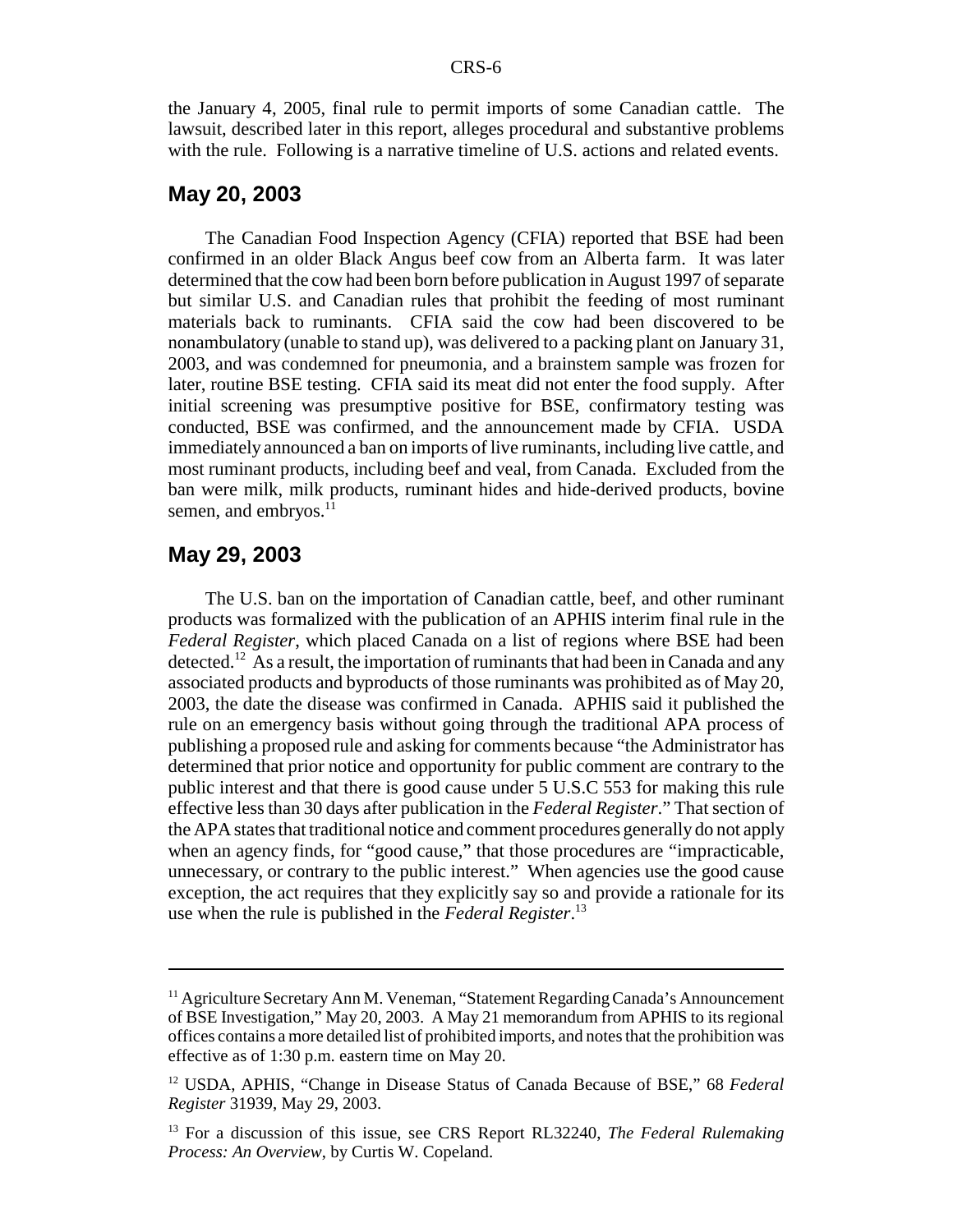the January 4, 2005, final rule to permit imports of some Canadian cattle. The lawsuit, described later in this report, alleges procedural and substantive problems with the rule. Following is a narrative timeline of U.S. actions and related events.

## May 20, 2003

The Canadian Food Inspection Agency (CFIA) reported that BSE had been confirmed in an older Black Angus beef cow from an Alberta farm. It was later determined that the cow had been born before publication in August 1997 of separate but similar U.S. and Canadian rules that prohibit the feeding of most ruminant materials back to ruminants. CFIA said the cow had been discovered to be nonambulatory (unable to stand up), was delivered to a packing plant on January 31, 2003, and was condemned for pneumonia, and a brainstem sample was frozen for later, routine BSE testing. CFIA said its meat did not enter the food supply. After initial screening was presumptive positive for BSE, confirmatory testing was conducted, BSE was confirmed, and the announcement made by CFIA. USDA immediately announced a ban on imports of live ruminants, including live cattle, and most ruminant products, including beef and veal, from Canada. Excluded from the ban were milk, milk products, ruminant hides and hide-derived products, bovine semen, and embryos.[11]

## May 29, 2003

The U.S. ban on the importation of Canadian cattle, beef, and other ruminant products was formalized with the publication of an APHIS interim final rule in the *Federal Register*, which placed Canada on a list of regions where BSE had been detected.[12] As a result, the importation of ruminants that had been in Canada and any associated products and byproducts of those ruminants was prohibited as of May 20, 2003, the date the disease was confirmed in Canada. APHIS said it published the rule on an emergency basis without going through the traditional APA process of publishing a proposed rule and asking for comments because "the Administrator has determined that prior notice and opportunity for public comment are contrary to the public interest and that there is good cause under 5 U.S.C 553 for making this rule effective less than 30 days after publication in the *Federal Register*." That section of the APA states that traditional notice and comment procedures generally do not apply when an agency finds, for "good cause," that those procedures are "impracticable, unnecessary, or contrary to the public interest." When agencies use the good cause exception, the act requires that they explicitly say so and provide a rationale for its use when the rule is published in the *Federal Register*.[13]

---

[11] Agriculture Secretary Ann M. Veneman, "Statement Regarding Canada's Announcement of BSE Investigation," May 20, 2003. A May 21 memorandum from APHIS to its regional offices contains a more detailed list of prohibited imports, and notes that the prohibition was effective as of 1:30 p.m. eastern time on May 20.

[12] USDA, APHIS, "Change in Disease Status of Canada Because of BSE," 68 *Federal Register* 31939, May 29, 2003.

[13] For a discussion of this issue, see CRS Report RL32240, *The Federal Rulemaking Process: An Overview*, by Curtis W. Copeland.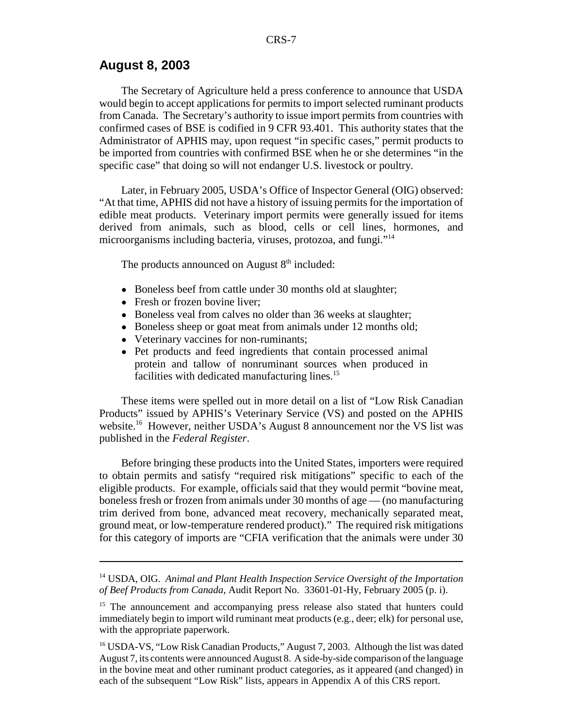## August 8, 2003

The Secretary of Agriculture held a press conference to announce that USDA would begin to accept applications for permits to import selected ruminant products from Canada. The Secretary's authority to issue import permits from countries with confirmed cases of BSE is codified in 9 CFR 93.401. This authority states that the Administrator of APHIS may, upon request "in specific cases," permit products to be imported from countries with confirmed BSE when he or she determines "in the specific case" that doing so will not endanger U.S. livestock or poultry.

Later, in February 2005, USDA's Office of Inspector General (OIG) observed: "At that time, APHIS did not have a history of issuing permits for the importation of edible meat products. Veterinary import permits were generally issued for items derived from animals, such as blood, cells or cell lines, hormones, and microorganisms including bacteria, viruses, protozoa, and fungi."[14]

The products announced on August 8th included:

- Boneless beef from cattle under 30 months old at slaughter;
- Fresh or frozen bovine liver;
- Boneless veal from calves no older than 36 weeks at slaughter;
- Boneless sheep or goat meat from animals under 12 months old;
- Veterinary vaccines for non-ruminants;
- Pet products and feed ingredients that contain processed animal protein and tallow of nonruminant sources when produced in facilities with dedicated manufacturing lines.[15]

These items were spelled out in more detail on a list of "Low Risk Canadian Products" issued by APHIS's Veterinary Service (VS) and posted on the APHIS website.[16] However, neither USDA's August 8 announcement nor the VS list was published in the *Federal Register*.

Before bringing these products into the United States, importers were required to obtain permits and satisfy "required risk mitigations" specific to each of the eligible products. For example, officials said that they would permit "bovine meat, boneless fresh or frozen from animals under 30 months of age — (no manufacturing trim derived from bone, advanced meat recovery, mechanically separated meat, ground meat, or low-temperature rendered product)." The required risk mitigations for this category of imports are "CFIA verification that the animals were under 30

---

[14] USDA, OIG. *Animal and Plant Health Inspection Service Oversight of the Importation of Beef Products from Canada*, Audit Report No. 33601-01-Hy, February 2005 (p. i).

[15] The announcement and accompanying press release also stated that hunters could immediately begin to import wild ruminant meat products (e.g., deer; elk) for personal use, with the appropriate paperwork.

[16] USDA-VS, "Low Risk Canadian Products," August 7, 2003. Although the list was dated August 7, its contents were announced August 8. A side-by-side comparison of the language in the bovine meat and other ruminant product categories, as it appeared (and changed) in each of the subsequent "Low Risk" lists, appears in Appendix A of this CRS report.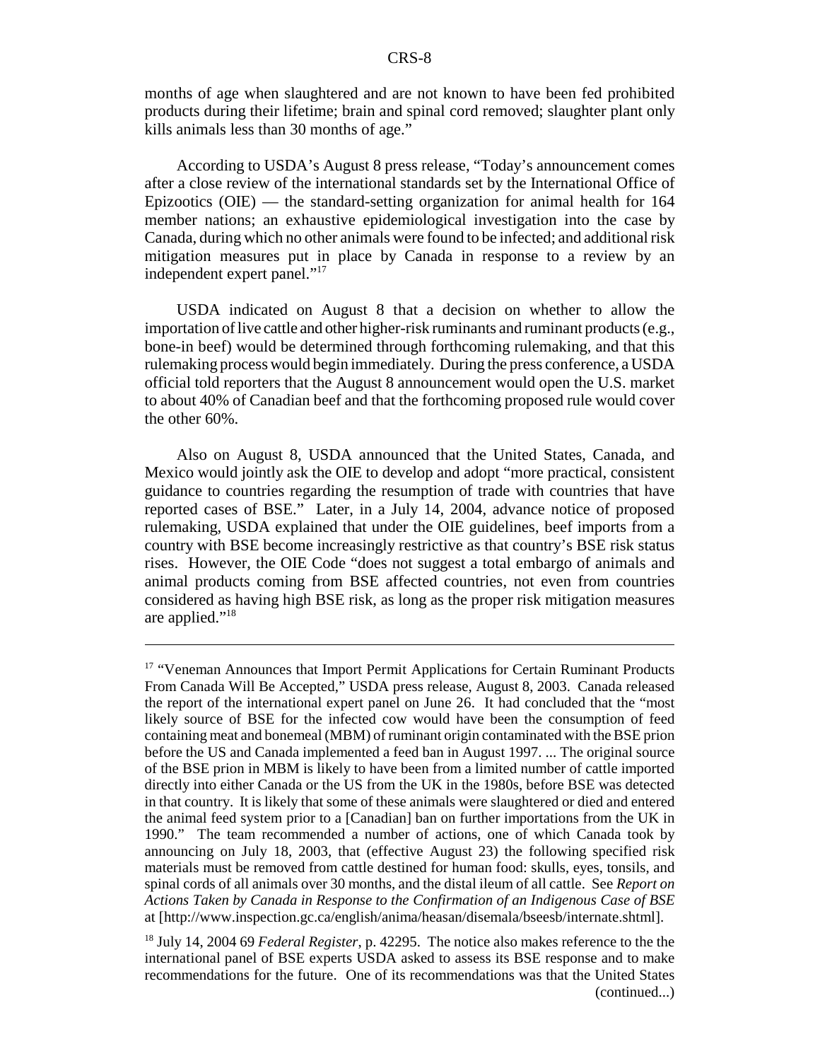months of age when slaughtered and are not known to have been fed prohibited products during their lifetime; brain and spinal cord removed; slaughter plant only kills animals less than 30 months of age."

According to USDA's August 8 press release, "Today's announcement comes after a close review of the international standards set by the International Office of Epizootics (OIE) — the standard-setting organization for animal health for 164 member nations; an exhaustive epidemiological investigation into the case by Canada, during which no other animals were found to be infected; and additional risk mitigation measures put in place by Canada in response to a review by an independent expert panel."[17]

USDA indicated on August 8 that a decision on whether to allow the importation of live cattle and other higher-risk ruminants and ruminant products (e.g., bone-in beef) would be determined through forthcoming rulemaking, and that this rulemaking process would begin immediately. During the press conference, a USDA official told reporters that the August 8 announcement would open the U.S. market to about 40% of Canadian beef and that the forthcoming proposed rule would cover the other 60%.

Also on August 8, USDA announced that the United States, Canada, and Mexico would jointly ask the OIE to develop and adopt "more practical, consistent guidance to countries regarding the resumption of trade with countries that have reported cases of BSE." Later, in a July 14, 2004, advance notice of proposed rulemaking, USDA explained that under the OIE guidelines, beef imports from a country with BSE become increasingly restrictive as that country's BSE risk status rises. However, the OIE Code "does not suggest a total embargo of animals and animal products coming from BSE affected countries, not even from countries considered as having high BSE risk, as long as the proper risk mitigation measures are applied."[18]

---

[17] "Veneman Announces that Import Permit Applications for Certain Ruminant Products From Canada Will Be Accepted," USDA press release, August 8, 2003. Canada released the report of the international expert panel on June 26. It had concluded that the "most likely source of BSE for the infected cow would have been the consumption of feed containing meat and bonemeal (MBM) of ruminant origin contaminated with the BSE prion before the US and Canada implemented a feed ban in August 1997. ... The original source of the BSE prion in MBM is likely to have been from a limited number of cattle imported directly into either Canada or the US from the UK in the 1980s, before BSE was detected in that country. It is likely that some of these animals were slaughtered or died and entered the animal feed system prior to a [Canadian] ban on further importations from the UK in 1990." The team recommended a number of actions, one of which Canada took by announcing on July 18, 2003, that (effective August 23) the following specified risk materials must be removed from cattle destined for human food: skulls, eyes, tonsils, and spinal cords of all animals over 30 months, and the distal ileum of all cattle. See *Report on Actions Taken by Canada in Response to the Confirmation of an Indigenous Case of BSE* at [http://www.inspection.gc.ca/english/anima/heasan/disemala/bseesb/internate.shtml].

[18] July 14, 2004 69 *Federal Register*, p. 42295. The notice also makes reference to the the international panel of BSE experts USDA asked to assess its BSE response and to make recommendations for the future. One of its recommendations was that the United States (continued...)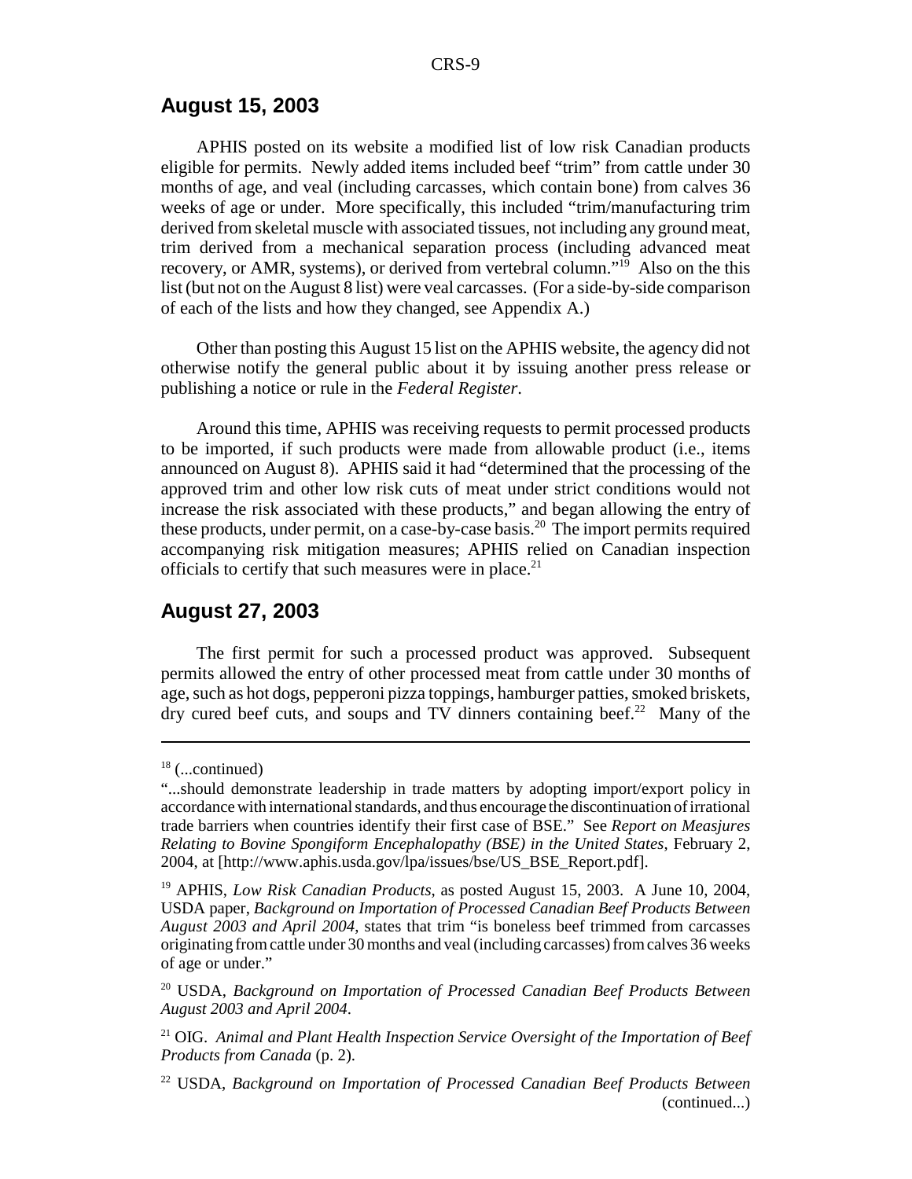## August 15, 2003

APHIS posted on its website a modified list of low risk Canadian products eligible for permits. Newly added items included beef "trim" from cattle under 30 months of age, and veal (including carcasses, which contain bone) from calves 36 weeks of age or under. More specifically, this included "trim/manufacturing trim derived from skeletal muscle with associated tissues, not including any ground meat, trim derived from a mechanical separation process (including advanced meat recovery, or AMR, systems), or derived from vertebral column."[19] Also on the this list (but not on the August 8 list) were veal carcasses. (For a side-by-side comparison of each of the lists and how they changed, see Appendix A.)

Other than posting this August 15 list on the APHIS website, the agency did not otherwise notify the general public about it by issuing another press release or publishing a notice or rule in the *Federal Register*.

Around this time, APHIS was receiving requests to permit processed products to be imported, if such products were made from allowable product (i.e., items announced on August 8). APHIS said it had "determined that the processing of the approved trim and other low risk cuts of meat under strict conditions would not increase the risk associated with these products," and began allowing the entry of these products, under permit, on a case-by-case basis.[20] The import permits required accompanying risk mitigation measures; APHIS relied on Canadian inspection officials to certify that such measures were in place.[21]

## August 27, 2003

The first permit for such a processed product was approved. Subsequent permits allowed the entry of other processed meat from cattle under 30 months of age, such as hot dogs, pepperoni pizza toppings, hamburger patties, smoked briskets, dry cured beef cuts, and soups and TV dinners containing beef.[22] Many of the

---

[18] (...continued)

"...should demonstrate leadership in trade matters by adopting import/export policy in accordance with international standards, and thus encourage the discontinuation of irrational trade barriers when countries identify their first case of BSE." See *Report on Measjures Relating to Bovine Spongiform Encephalopathy (BSE) in the United States*, February 2, 2004, at [http://www.aphis.usda.gov/lpa/issues/bse/US_BSE_Report.pdf].

[19] APHIS, *Low Risk Canadian Products*, as posted August 15, 2003. A June 10, 2004, USDA paper, *Background on Importation of Processed Canadian Beef Products Between August 2003 and April 2004*, states that trim "is boneless beef trimmed from carcasses originating from cattle under 30 months and veal (including carcasses) from calves 36 weeks of age or under."

[20] USDA, *Background on Importation of Processed Canadian Beef Products Between August 2003 and April 2004*.

[21] OIG. *Animal and Plant Health Inspection Service Oversight of the Importation of Beef Products from Canada* (p. 2).

[22] USDA, *Background on Importation of Processed Canadian Beef Products Between* (continued...)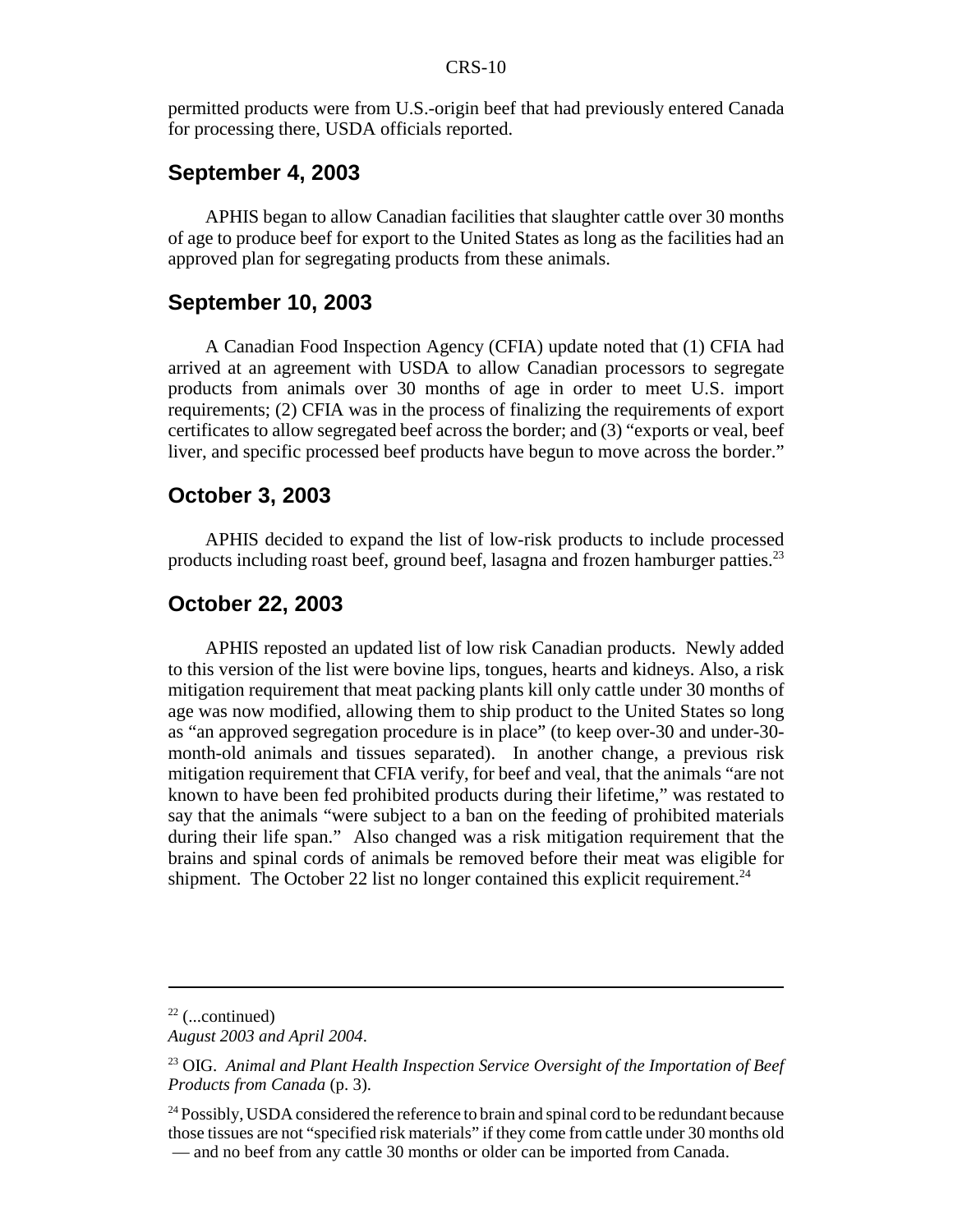permitted products were from U.S.-origin beef that had previously entered Canada for processing there, USDA officials reported.

## September 4, 2003

APHIS began to allow Canadian facilities that slaughter cattle over 30 months of age to produce beef for export to the United States as long as the facilities had an approved plan for segregating products from these animals.

## September 10, 2003

A Canadian Food Inspection Agency (CFIA) update noted that (1) CFIA had arrived at an agreement with USDA to allow Canadian processors to segregate products from animals over 30 months of age in order to meet U.S. import requirements; (2) CFIA was in the process of finalizing the requirements of export certificates to allow segregated beef across the border; and (3) "exports or veal, beef liver, and specific processed beef products have begun to move across the border."

## October 3, 2003

APHIS decided to expand the list of low-risk products to include processed products including roast beef, ground beef, lasagna and frozen hamburger patties.[23]

## October 22, 2003

APHIS reposted an updated list of low risk Canadian products. Newly added to this version of the list were bovine lips, tongues, hearts and kidneys. Also, a risk mitigation requirement that meat packing plants kill only cattle under 30 months of age was now modified, allowing them to ship product to the United States so long as "an approved segregation procedure is in place" (to keep over-30 and under-30-month-old animals and tissues separated). In another change, a previous risk mitigation requirement that CFIA verify, for beef and veal, that the animals "are not known to have been fed prohibited products during their lifetime," was restated to say that the animals "were subject to a ban on the feeding of prohibited materials during their life span." Also changed was a risk mitigation requirement that the brains and spinal cords of animals be removed before their meat was eligible for shipment. The October 22 list no longer contained this explicit requirement.[24]

---

[22] (...continued)
*August 2003 and April 2004*.

[23] OIG. *Animal and Plant Health Inspection Service Oversight of the Importation of Beef Products from Canada* (p. 3).

[24] Possibly, USDA considered the reference to brain and spinal cord to be redundant because those tissues are not "specified risk materials" if they come from cattle under 30 months old — and no beef from any cattle 30 months or older can be imported from Canada.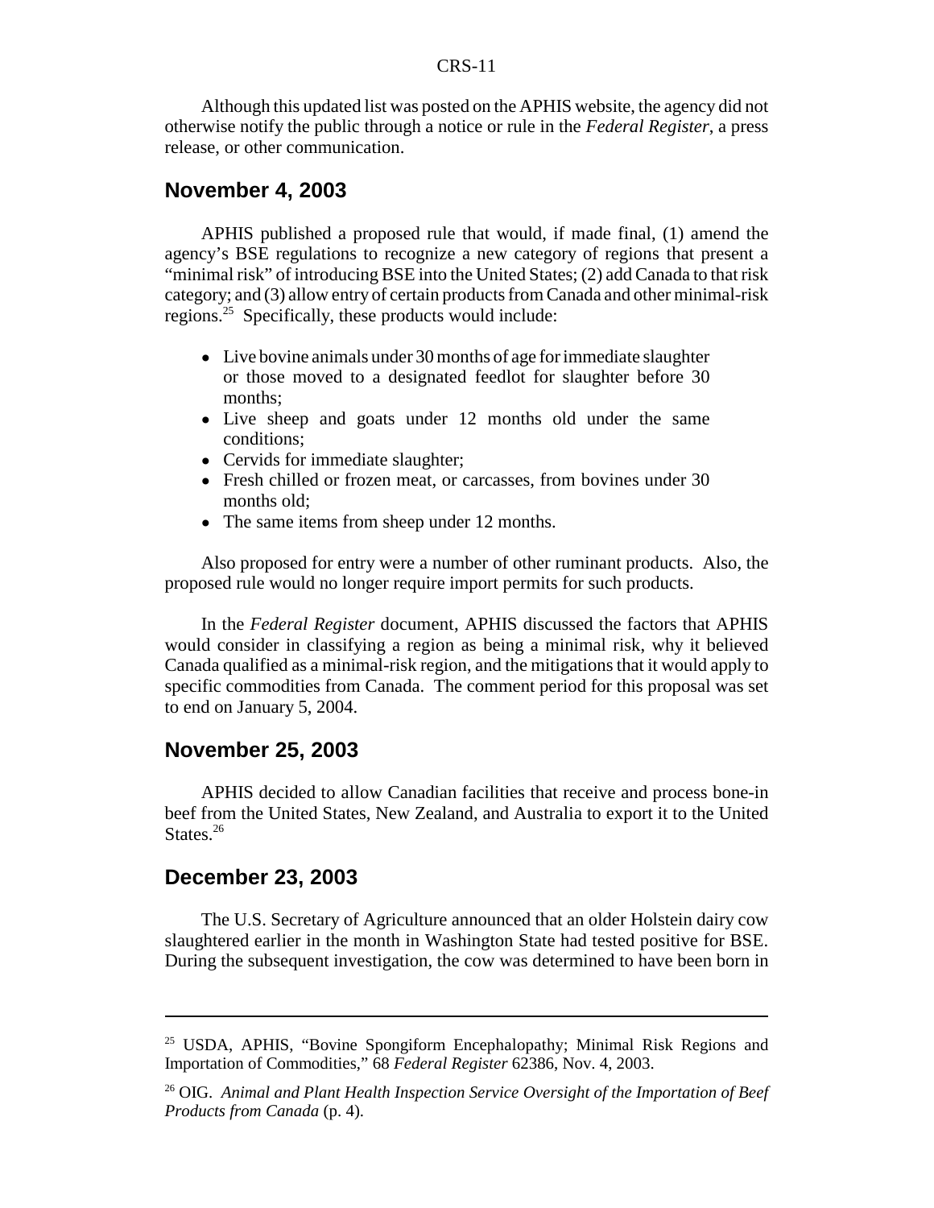Although this updated list was posted on the APHIS website, the agency did not otherwise notify the public through a notice or rule in the *Federal Register*, a press release, or other communication.

## November 4, 2003

APHIS published a proposed rule that would, if made final, (1) amend the agency's BSE regulations to recognize a new category of regions that present a "minimal risk" of introducing BSE into the United States; (2) add Canada to that risk category; and (3) allow entry of certain products from Canada and other minimal-risk regions.[25] Specifically, these products would include:

- Live bovine animals under 30 months of age for immediate slaughter or those moved to a designated feedlot for slaughter before 30 months;
- Live sheep and goats under 12 months old under the same conditions;
- Cervids for immediate slaughter;
- Fresh chilled or frozen meat, or carcasses, from bovines under 30 months old;
- The same items from sheep under 12 months.

Also proposed for entry were a number of other ruminant products. Also, the proposed rule would no longer require import permits for such products.

In the *Federal Register* document, APHIS discussed the factors that APHIS would consider in classifying a region as being a minimal risk, why it believed Canada qualified as a minimal-risk region, and the mitigations that it would apply to specific commodities from Canada. The comment period for this proposal was set to end on January 5, 2004.

## November 25, 2003

APHIS decided to allow Canadian facilities that receive and process bone-in beef from the United States, New Zealand, and Australia to export it to the United States.[26]

## December 23, 2003

The U.S. Secretary of Agriculture announced that an older Holstein dairy cow slaughtered earlier in the month in Washington State had tested positive for BSE. During the subsequent investigation, the cow was determined to have been born in

---

[25] USDA, APHIS, "Bovine Spongiform Encephalopathy; Minimal Risk Regions and Importation of Commodities," 68 *Federal Register* 62386, Nov. 4, 2003.

[26] OIG. *Animal and Plant Health Inspection Service Oversight of the Importation of Beef Products from Canada* (p. 4).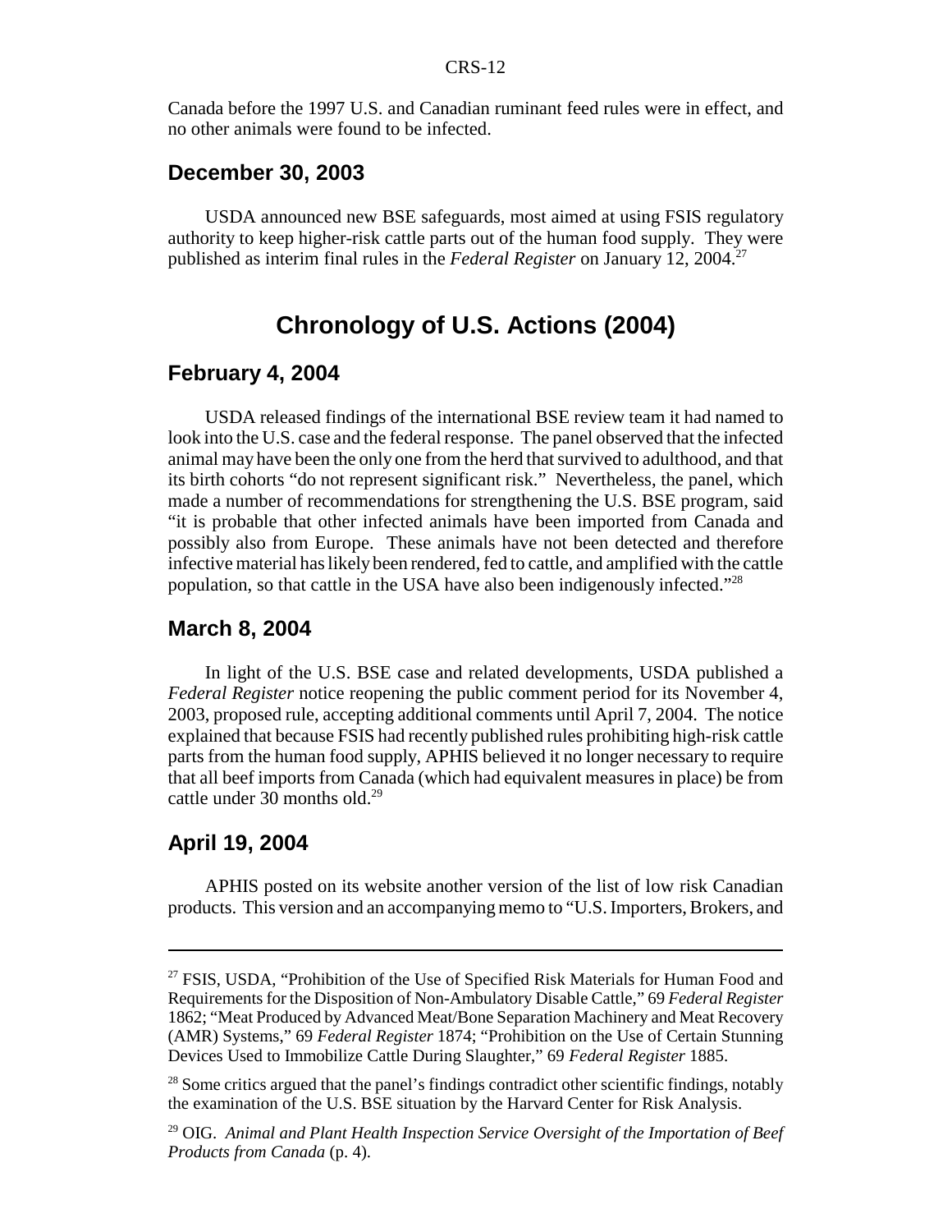Canada before the 1997 U.S. and Canadian ruminant feed rules were in effect, and no other animals were found to be infected.

### December 30, 2003

USDA announced new BSE safeguards, most aimed at using FSIS regulatory authority to keep higher-risk cattle parts out of the human food supply. They were published as interim final rules in the *Federal Register* on January 12, 2004.[27]

## Chronology of U.S. Actions (2004)

### February 4, 2004

USDA released findings of the international BSE review team it had named to look into the U.S. case and the federal response. The panel observed that the infected animal may have been the only one from the herd that survived to adulthood, and that its birth cohorts "do not represent significant risk." Nevertheless, the panel, which made a number of recommendations for strengthening the U.S. BSE program, said "it is probable that other infected animals have been imported from Canada and possibly also from Europe. These animals have not been detected and therefore infective material has likely been rendered, fed to cattle, and amplified with the cattle population, so that cattle in the USA have also been indigenously infected."[28]

### March 8, 2004

In light of the U.S. BSE case and related developments, USDA published a *Federal Register* notice reopening the public comment period for its November 4, 2003, proposed rule, accepting additional comments until April 7, 2004. The notice explained that because FSIS had recently published rules prohibiting high-risk cattle parts from the human food supply, APHIS believed it no longer necessary to require that all beef imports from Canada (which had equivalent measures in place) be from cattle under 30 months old.[29]

### April 19, 2004

APHIS posted on its website another version of the list of low risk Canadian products. This version and an accompanying memo to "U.S. Importers, Brokers, and

---

[27] FSIS, USDA, "Prohibition of the Use of Specified Risk Materials for Human Food and Requirements for the Disposition of Non-Ambulatory Disable Cattle," 69 *Federal Register* 1862; "Meat Produced by Advanced Meat/Bone Separation Machinery and Meat Recovery (AMR) Systems," 69 *Federal Register* 1874; "Prohibition on the Use of Certain Stunning Devices Used to Immobilize Cattle During Slaughter," 69 *Federal Register* 1885.

[28] Some critics argued that the panel's findings contradict other scientific findings, notably the examination of the U.S. BSE situation by the Harvard Center for Risk Analysis.

[29] OIG. *Animal and Plant Health Inspection Service Oversight of the Importation of Beef Products from Canada* (p. 4).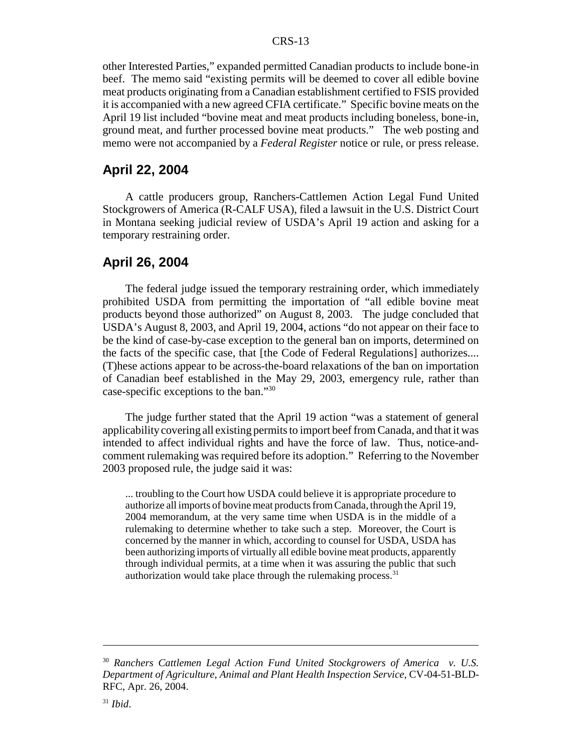other Interested Parties," expanded permitted Canadian products to include bone-in beef. The memo said "existing permits will be deemed to cover all edible bovine meat products originating from a Canadian establishment certified to FSIS provided it is accompanied with a new agreed CFIA certificate." Specific bovine meats on the April 19 list included "bovine meat and meat products including boneless, bone-in, ground meat, and further processed bovine meat products." The web posting and memo were not accompanied by a *Federal Register* notice or rule, or press release.

## April 22, 2004

A cattle producers group, Ranchers-Cattlemen Action Legal Fund United Stockgrowers of America (R-CALF USA), filed a lawsuit in the U.S. District Court in Montana seeking judicial review of USDA's April 19 action and asking for a temporary restraining order.

## April 26, 2004

The federal judge issued the temporary restraining order, which immediately prohibited USDA from permitting the importation of "all edible bovine meat products beyond those authorized" on August 8, 2003. The judge concluded that USDA's August 8, 2003, and April 19, 2004, actions "do not appear on their face to be the kind of case-by-case exception to the general ban on imports, determined on the facts of the specific case, that [the Code of Federal Regulations] authorizes.... (T)hese actions appear to be across-the-board relaxations of the ban on importation of Canadian beef established in the May 29, 2003, emergency rule, rather than case-specific exceptions to the ban."[30]

The judge further stated that the April 19 action "was a statement of general applicability covering all existing permits to import beef from Canada, and that it was intended to affect individual rights and have the force of law. Thus, notice-and-comment rulemaking was required before its adoption." Referring to the November 2003 proposed rule, the judge said it was:

> ... troubling to the Court how USDA could believe it is appropriate procedure to authorize all imports of bovine meat products from Canada, through the April 19, 2004 memorandum, at the very same time when USDA is in the middle of a rulemaking to determine whether to take such a step. Moreover, the Court is concerned by the manner in which, according to counsel for USDA, USDA has been authorizing imports of virtually all edible bovine meat products, apparently through individual permits, at a time when it was assuring the public that such authorization would take place through the rulemaking process.[31]

---

[30] *Ranchers Cattlemen Legal Action Fund United Stockgrowers of America v. U.S. Department of Agriculture, Animal and Plant Health Inspection Service*, CV-04-51-BLD-RFC, Apr. 26, 2004.

[31] *Ibid*.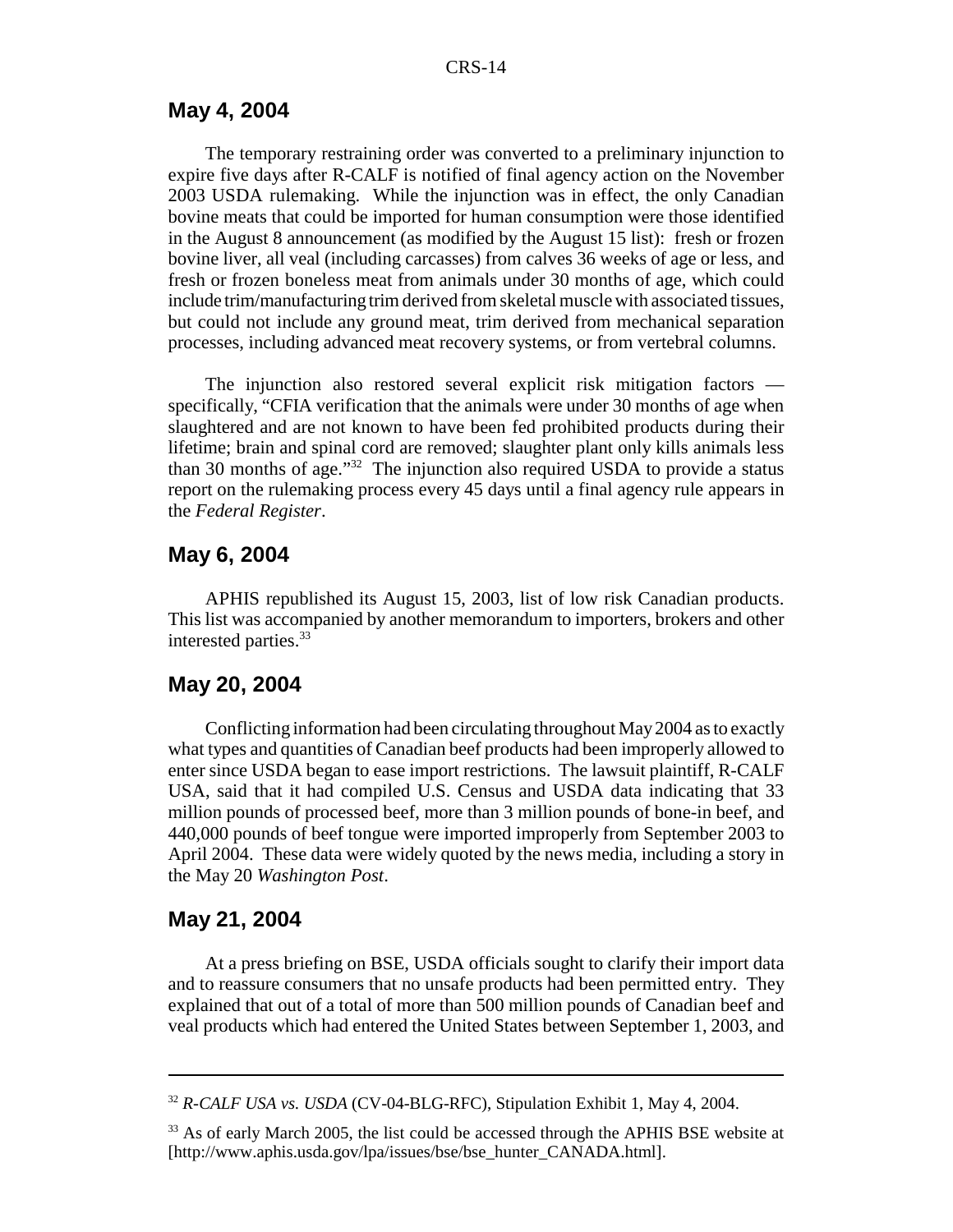## May 4, 2004

The temporary restraining order was converted to a preliminary injunction to expire five days after R-CALF is notified of final agency action on the November 2003 USDA rulemaking. While the injunction was in effect, the only Canadian bovine meats that could be imported for human consumption were those identified in the August 8 announcement (as modified by the August 15 list): fresh or frozen bovine liver, all veal (including carcasses) from calves 36 weeks of age or less, and fresh or frozen boneless meat from animals under 30 months of age, which could include trim/manufacturing trim derived from skeletal muscle with associated tissues, but could not include any ground meat, trim derived from mechanical separation processes, including advanced meat recovery systems, or from vertebral columns.

The injunction also restored several explicit risk mitigation factors — specifically, "CFIA verification that the animals were under 30 months of age when slaughtered and are not known to have been fed prohibited products during their lifetime; brain and spinal cord are removed; slaughter plant only kills animals less than 30 months of age."[32] The injunction also required USDA to provide a status report on the rulemaking process every 45 days until a final agency rule appears in the *Federal Register*.

## May 6, 2004

APHIS republished its August 15, 2003, list of low risk Canadian products. This list was accompanied by another memorandum to importers, brokers and other interested parties.[33]

## May 20, 2004

Conflicting information had been circulating throughout May 2004 as to exactly what types and quantities of Canadian beef products had been improperly allowed to enter since USDA began to ease import restrictions. The lawsuit plaintiff, R-CALF USA, said that it had compiled U.S. Census and USDA data indicating that 33 million pounds of processed beef, more than 3 million pounds of bone-in beef, and 440,000 pounds of beef tongue were imported improperly from September 2003 to April 2004. These data were widely quoted by the news media, including a story in the May 20 *Washington Post*.

## May 21, 2004

At a press briefing on BSE, USDA officials sought to clarify their import data and to reassure consumers that no unsafe products had been permitted entry. They explained that out of a total of more than 500 million pounds of Canadian beef and veal products which had entered the United States between September 1, 2003, and

---

[32] *R-CALF USA vs. USDA* (CV-04-BLG-RFC), Stipulation Exhibit 1, May 4, 2004.

[33] As of early March 2005, the list could be accessed through the APHIS BSE website at [http://www.aphis.usda.gov/lpa/issues/bse/bse_hunter_CANADA.html].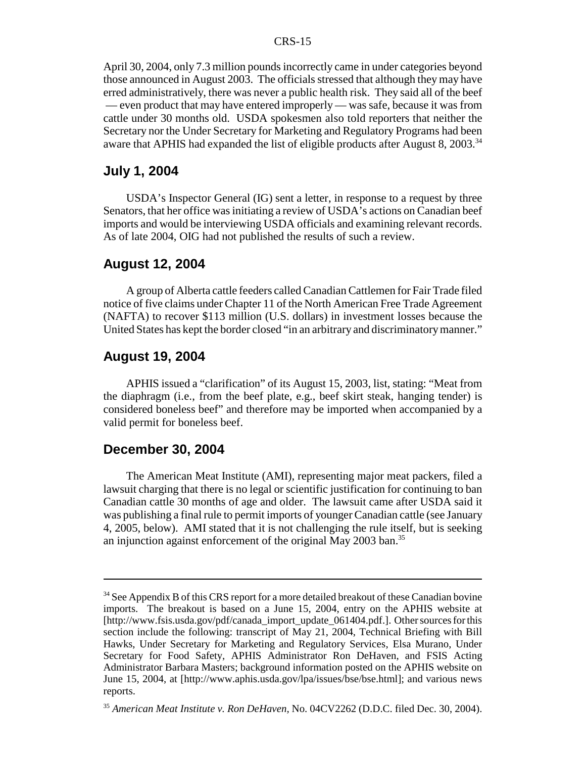April 30, 2004, only 7.3 million pounds incorrectly came in under categories beyond those announced in August 2003. The officials stressed that although they may have erred administratively, there was never a public health risk. They said all of the beef — even product that may have entered improperly — was safe, because it was from cattle under 30 months old. USDA spokesmen also told reporters that neither the Secretary nor the Under Secretary for Marketing and Regulatory Programs had been aware that APHIS had expanded the list of eligible products after August 8, 2003.[34]

## July 1, 2004

USDA's Inspector General (IG) sent a letter, in response to a request by three Senators, that her office was initiating a review of USDA's actions on Canadian beef imports and would be interviewing USDA officials and examining relevant records. As of late 2004, OIG had not published the results of such a review.

## August 12, 2004

A group of Alberta cattle feeders called Canadian Cattlemen for Fair Trade filed notice of five claims under Chapter 11 of the North American Free Trade Agreement (NAFTA) to recover $113 million (U.S. dollars) in investment losses because the United States has kept the border closed "in an arbitrary and discriminatory manner."

## August 19, 2004

APHIS issued a "clarification" of its August 15, 2003, list, stating: "Meat from the diaphragm (i.e., from the beef plate, e.g., beef skirt steak, hanging tender) is considered boneless beef" and therefore may be imported when accompanied by a valid permit for boneless beef.

## December 30, 2004

The American Meat Institute (AMI), representing major meat packers, filed a lawsuit charging that there is no legal or scientific justification for continuing to ban Canadian cattle 30 months of age and older. The lawsuit came after USDA said it was publishing a final rule to permit imports of younger Canadian cattle (see January 4, 2005, below). AMI stated that it is not challenging the rule itself, but is seeking an injunction against enforcement of the original May 2003 ban.[35]

---

[34] See Appendix B of this CRS report for a more detailed breakout of these Canadian bovine imports. The breakout is based on a June 15, 2004, entry on the APHIS website at [http://www.fsis.usda.gov/pdf/canada_import_update_061404.pdf.]. Other sources for this section include the following: transcript of May 21, 2004, Technical Briefing with Bill Hawks, Under Secretary for Marketing and Regulatory Services, Elsa Murano, Under Secretary for Food Safety, APHIS Administrator Ron DeHaven, and FSIS Acting Administrator Barbara Masters; background information posted on the APHIS website on June 15, 2004, at [http://www.aphis.usda.gov/lpa/issues/bse/bse.html]; and various news reports.

[35] *American Meat Institute v. Ron DeHaven*, No. 04CV2262 (D.D.C. filed Dec. 30, 2004).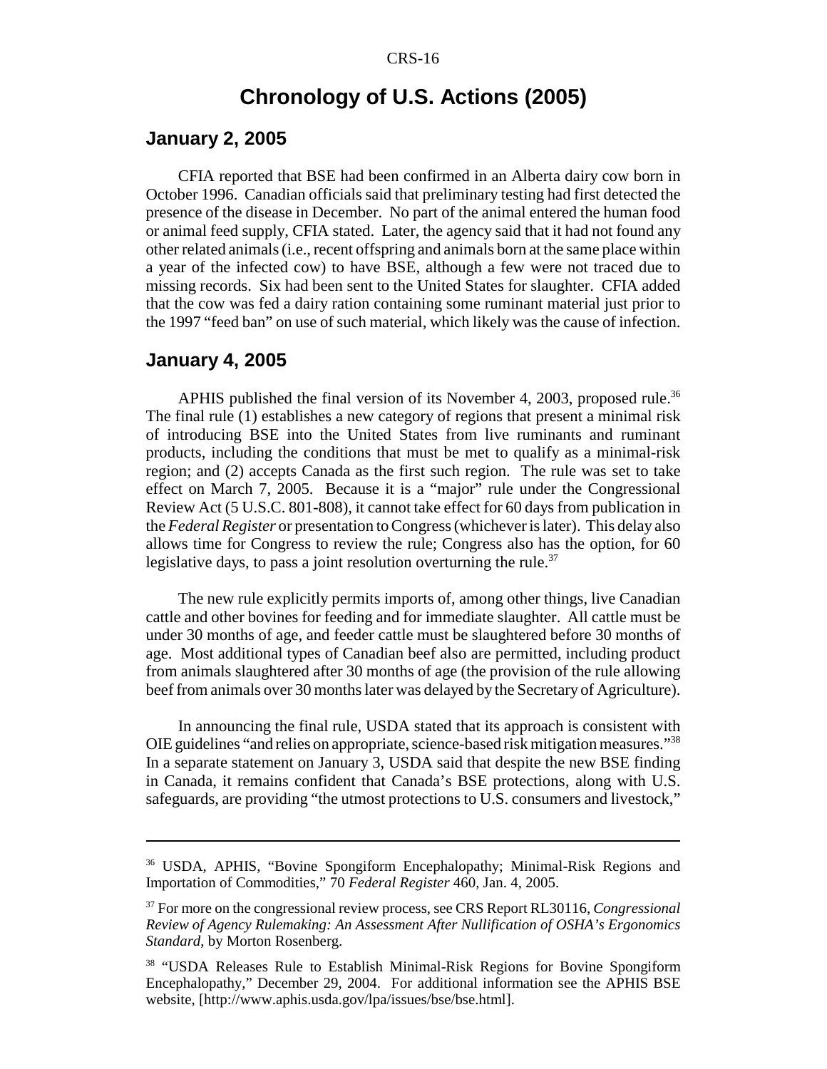# Chronology of U.S. Actions (2005)

## January 2, 2005

CFIA reported that BSE had been confirmed in an Alberta dairy cow born in October 1996. Canadian officials said that preliminary testing had first detected the presence of the disease in December. No part of the animal entered the human food or animal feed supply, CFIA stated. Later, the agency said that it had not found any other related animals (i.e., recent offspring and animals born at the same place within a year of the infected cow) to have BSE, although a few were not traced due to missing records. Six had been sent to the United States for slaughter. CFIA added that the cow was fed a dairy ration containing some ruminant material just prior to the 1997 "feed ban" on use of such material, which likely was the cause of infection.

## January 4, 2005

APHIS published the final version of its November 4, 2003, proposed rule.[36] The final rule (1) establishes a new category of regions that present a minimal risk of introducing BSE into the United States from live ruminants and ruminant products, including the conditions that must be met to qualify as a minimal-risk region; and (2) accepts Canada as the first such region. The rule was set to take effect on March 7, 2005. Because it is a "major" rule under the Congressional Review Act (5 U.S.C. 801-808), it cannot take effect for 60 days from publication in the *Federal Register* or presentation to Congress (whichever is later). This delay also allows time for Congress to review the rule; Congress also has the option, for 60 legislative days, to pass a joint resolution overturning the rule.[37]

The new rule explicitly permits imports of, among other things, live Canadian cattle and other bovines for feeding and for immediate slaughter. All cattle must be under 30 months of age, and feeder cattle must be slaughtered before 30 months of age. Most additional types of Canadian beef also are permitted, including product from animals slaughtered after 30 months of age (the provision of the rule allowing beef from animals over 30 months later was delayed by the Secretary of Agriculture).

In announcing the final rule, USDA stated that its approach is consistent with OIE guidelines "and relies on appropriate, science-based risk mitigation measures."[38] In a separate statement on January 3, USDA said that despite the new BSE finding in Canada, it remains confident that Canada's BSE protections, along with U.S. safeguards, are providing "the utmost protections to U.S. consumers and livestock,"

---

[36] USDA, APHIS, "Bovine Spongiform Encephalopathy; Minimal-Risk Regions and Importation of Commodities," 70 *Federal Register* 460, Jan. 4, 2005.

[37] For more on the congressional review process, see CRS Report RL30116, *Congressional Review of Agency Rulemaking: An Assessment After Nullification of OSHA's Ergonomics Standard*, by Morton Rosenberg.

[38] "USDA Releases Rule to Establish Minimal-Risk Regions for Bovine Spongiform Encephalopathy," December 29, 2004. For additional information see the APHIS BSE website, [http://www.aphis.usda.gov/lpa/issues/bse/bse.html].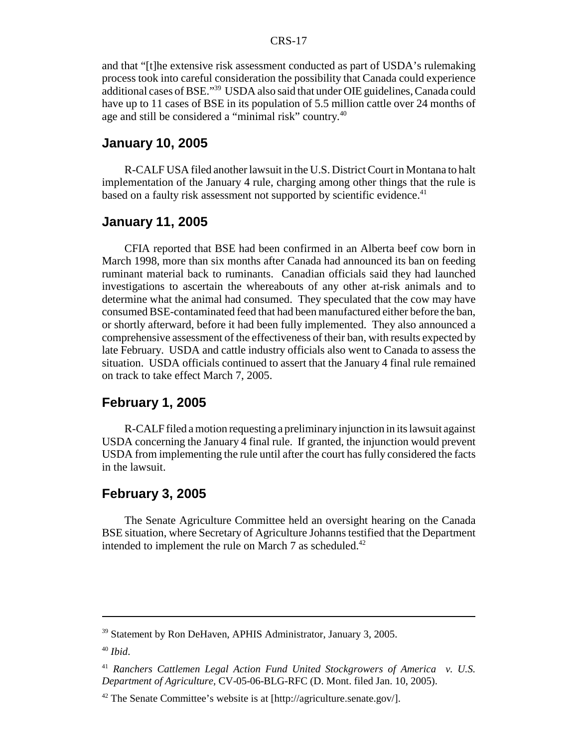and that "[t]he extensive risk assessment conducted as part of USDA's rulemaking process took into careful consideration the possibility that Canada could experience additional cases of BSE."[39] USDA also said that under OIE guidelines, Canada could have up to 11 cases of BSE in its population of 5.5 million cattle over 24 months of age and still be considered a "minimal risk" country.[40]

## January 10, 2005

R-CALF USA filed another lawsuit in the U.S. District Court in Montana to halt implementation of the January 4 rule, charging among other things that the rule is based on a faulty risk assessment not supported by scientific evidence.[41]

## January 11, 2005

CFIA reported that BSE had been confirmed in an Alberta beef cow born in March 1998, more than six months after Canada had announced its ban on feeding ruminant material back to ruminants. Canadian officials said they had launched investigations to ascertain the whereabouts of any other at-risk animals and to determine what the animal had consumed. They speculated that the cow may have consumed BSE-contaminated feed that had been manufactured either before the ban, or shortly afterward, before it had been fully implemented. They announced a comprehensive assessment of the effectiveness of their ban, with results expected by late February. USDA and cattle industry officials also went to Canada to assess the situation. USDA officials continued to assert that the January 4 final rule remained on track to take effect March 7, 2005.

## February 1, 2005

R-CALF filed a motion requesting a preliminary injunction in its lawsuit against USDA concerning the January 4 final rule. If granted, the injunction would prevent USDA from implementing the rule until after the court has fully considered the facts in the lawsuit.

## February 3, 2005

The Senate Agriculture Committee held an oversight hearing on the Canada BSE situation, where Secretary of Agriculture Johanns testified that the Department intended to implement the rule on March 7 as scheduled.[42]

---

[39] Statement by Ron DeHaven, APHIS Administrator, January 3, 2005.

[40] *Ibid*.

[41] *Ranchers Cattlemen Legal Action Fund United Stockgrowers of America v. U.S. Department of Agriculture*, CV-05-06-BLG-RFC (D. Mont. filed Jan. 10, 2005).

[42] The Senate Committee's website is at [http://agriculture.senate.gov/].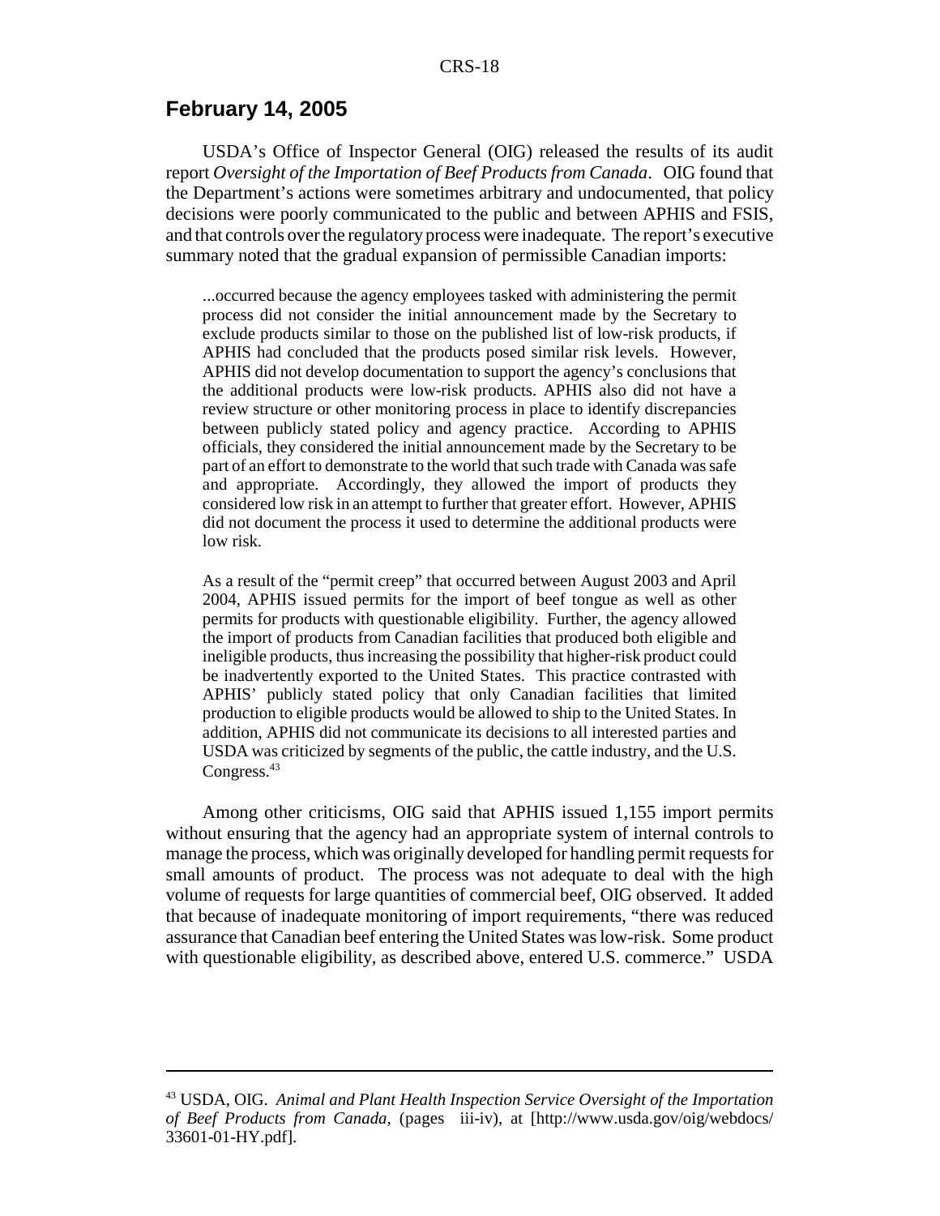## February 14, 2005

USDA's Office of Inspector General (OIG) released the results of its audit report *Oversight of the Importation of Beef Products from Canada*. OIG found that the Department's actions were sometimes arbitrary and undocumented, that policy decisions were poorly communicated to the public and between APHIS and FSIS, and that controls over the regulatory process were inadequate. The report's executive summary noted that the gradual expansion of permissible Canadian imports:

> ...occurred because the agency employees tasked with administering the permit process did not consider the initial announcement made by the Secretary to exclude products similar to those on the published list of low-risk products, if APHIS had concluded that the products posed similar risk levels. However, APHIS did not develop documentation to support the agency's conclusions that the additional products were low-risk products. APHIS also did not have a review structure or other monitoring process in place to identify discrepancies between publicly stated policy and agency practice. According to APHIS officials, they considered the initial announcement made by the Secretary to be part of an effort to demonstrate to the world that such trade with Canada was safe and appropriate. Accordingly, they allowed the import of products they considered low risk in an attempt to further that greater effort. However, APHIS did not document the process it used to determine the additional products were low risk.
>
> As a result of the "permit creep" that occurred between August 2003 and April 2004, APHIS issued permits for the import of beef tongue as well as other permits for products with questionable eligibility. Further, the agency allowed the import of products from Canadian facilities that produced both eligible and ineligible products, thus increasing the possibility that higher-risk product could be inadvertently exported to the United States. This practice contrasted with APHIS' publicly stated policy that only Canadian facilities that limited production to eligible products would be allowed to ship to the United States. In addition, APHIS did not communicate its decisions to all interested parties and USDA was criticized by segments of the public, the cattle industry, and the U.S. Congress.[43]

Among other criticisms, OIG said that APHIS issued 1,155 import permits without ensuring that the agency had an appropriate system of internal controls to manage the process, which was originally developed for handling permit requests for small amounts of product. The process was not adequate to deal with the high volume of requests for large quantities of commercial beef, OIG observed. It added that because of inadequate monitoring of import requirements, "there was reduced assurance that Canadian beef entering the United States was low-risk. Some product with questionable eligibility, as described above, entered U.S. commerce." USDA

---

[43] USDA, OIG. *Animal and Plant Health Inspection Service Oversight of the Importation of Beef Products from Canada*, (pages iii-iv), at [http://www.usda.gov/oig/webdocs/33601-01-HY.pdf].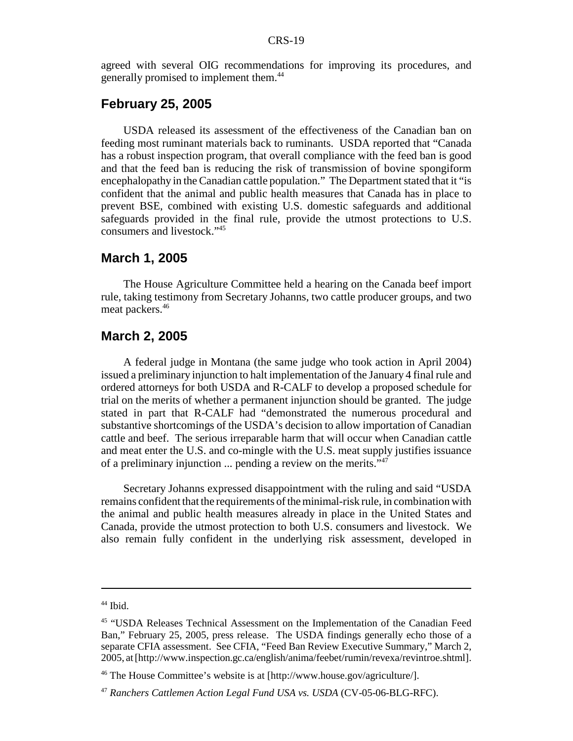agreed with several OIG recommendations for improving its procedures, and generally promised to implement them.[44]

## February 25, 2005

USDA released its assessment of the effectiveness of the Canadian ban on feeding most ruminant materials back to ruminants. USDA reported that "Canada has a robust inspection program, that overall compliance with the feed ban is good and that the feed ban is reducing the risk of transmission of bovine spongiform encephalopathy in the Canadian cattle population." The Department stated that it "is confident that the animal and public health measures that Canada has in place to prevent BSE, combined with existing U.S. domestic safeguards and additional safeguards provided in the final rule, provide the utmost protections to U.S. consumers and livestock."[45]

## March 1, 2005

The House Agriculture Committee held a hearing on the Canada beef import rule, taking testimony from Secretary Johanns, two cattle producer groups, and two meat packers.[46]

## March 2, 2005

A federal judge in Montana (the same judge who took action in April 2004) issued a preliminary injunction to halt implementation of the January 4 final rule and ordered attorneys for both USDA and R-CALF to develop a proposed schedule for trial on the merits of whether a permanent injunction should be granted. The judge stated in part that R-CALF had "demonstrated the numerous procedural and substantive shortcomings of the USDA's decision to allow importation of Canadian cattle and beef. The serious irreparable harm that will occur when Canadian cattle and meat enter the U.S. and co-mingle with the U.S. meat supply justifies issuance of a preliminary injunction ... pending a review on the merits."[47]

Secretary Johanns expressed disappointment with the ruling and said "USDA remains confident that the requirements of the minimal-risk rule, in combination with the animal and public health measures already in place in the United States and Canada, provide the utmost protection to both U.S. consumers and livestock. We also remain fully confident in the underlying risk assessment, developed in

---

[44] Ibid.

[45] "USDA Releases Technical Assessment on the Implementation of the Canadian Feed Ban," February 25, 2005, press release. The USDA findings generally echo those of a separate CFIA assessment. See CFIA, "Feed Ban Review Executive Summary," March 2, 2005, at [http://www.inspection.gc.ca/english/anima/feebet/rumin/revexa/revintroe.shtml].

[46] The House Committee's website is at [http://www.house.gov/agriculture/].

[47] *Ranchers Cattlemen Action Legal Fund USA vs. USDA* (CV-05-06-BLG-RFC).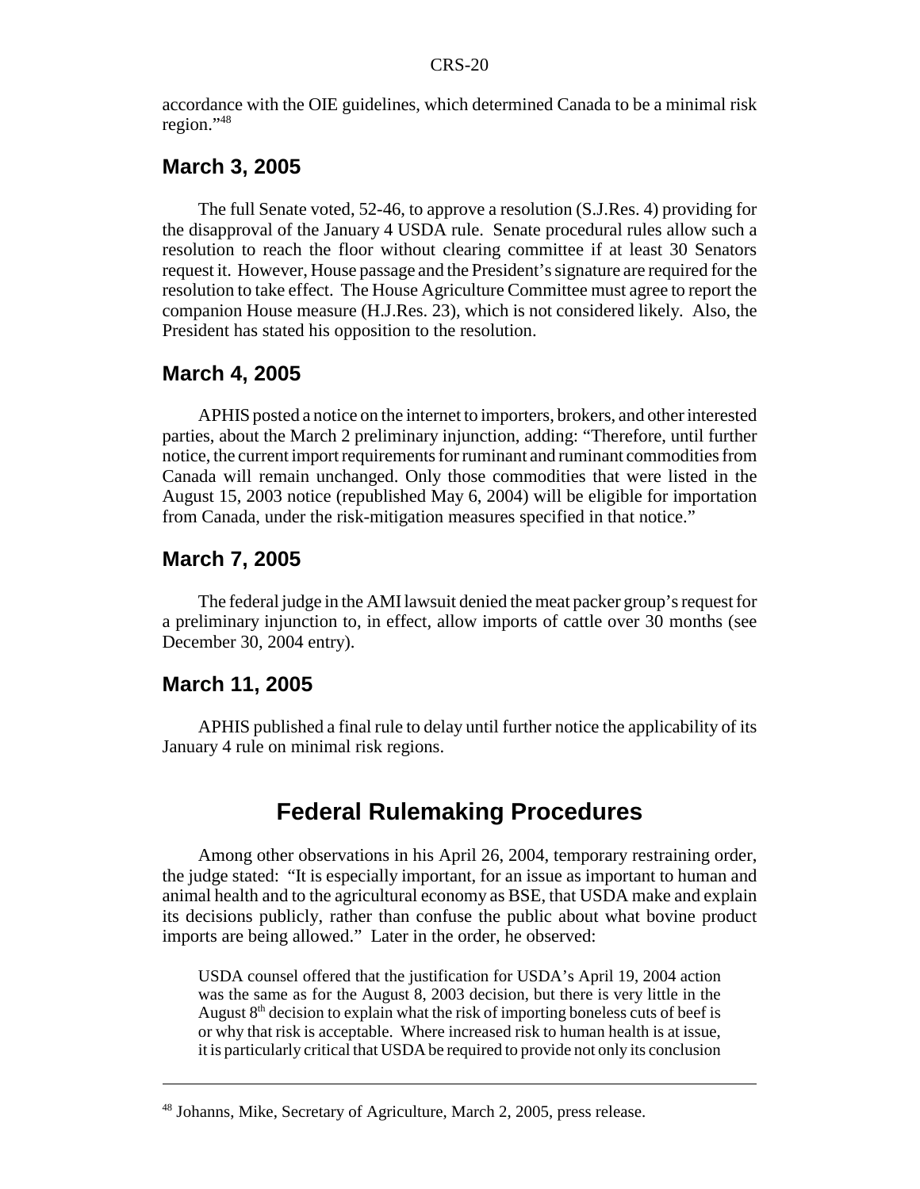accordance with the OIE guidelines, which determined Canada to be a minimal risk region."[48]

### March 3, 2005

The full Senate voted, 52-46, to approve a resolution (S.J.Res. 4) providing for the disapproval of the January 4 USDA rule. Senate procedural rules allow such a resolution to reach the floor without clearing committee if at least 30 Senators request it. However, House passage and the President's signature are required for the resolution to take effect. The House Agriculture Committee must agree to report the companion House measure (H.J.Res. 23), which is not considered likely. Also, the President has stated his opposition to the resolution.

### March 4, 2005

APHIS posted a notice on the internet to importers, brokers, and other interested parties, about the March 2 preliminary injunction, adding: "Therefore, until further notice, the current import requirements for ruminant and ruminant commodities from Canada will remain unchanged. Only those commodities that were listed in the August 15, 2003 notice (republished May 6, 2004) will be eligible for importation from Canada, under the risk-mitigation measures specified in that notice."

### March 7, 2005

The federal judge in the AMI lawsuit denied the meat packer group's request for a preliminary injunction to, in effect, allow imports of cattle over 30 months (see December 30, 2004 entry).

### March 11, 2005

APHIS published a final rule to delay until further notice the applicability of its January 4 rule on minimal risk regions.

## Federal Rulemaking Procedures

Among other observations in his April 26, 2004, temporary restraining order, the judge stated: "It is especially important, for an issue as important to human and animal health and to the agricultural economy as BSE, that USDA make and explain its decisions publicly, rather than confuse the public about what bovine product imports are being allowed." Later in the order, he observed:

> USDA counsel offered that the justification for USDA's April 19, 2004 action was the same as for the August 8, 2003 decision, but there is very little in the August 8th decision to explain what the risk of importing boneless cuts of beef is or why that risk is acceptable. Where increased risk to human health is at issue, it is particularly critical that USDA be required to provide not only its conclusion

[48] Johanns, Mike, Secretary of Agriculture, March 2, 2005, press release.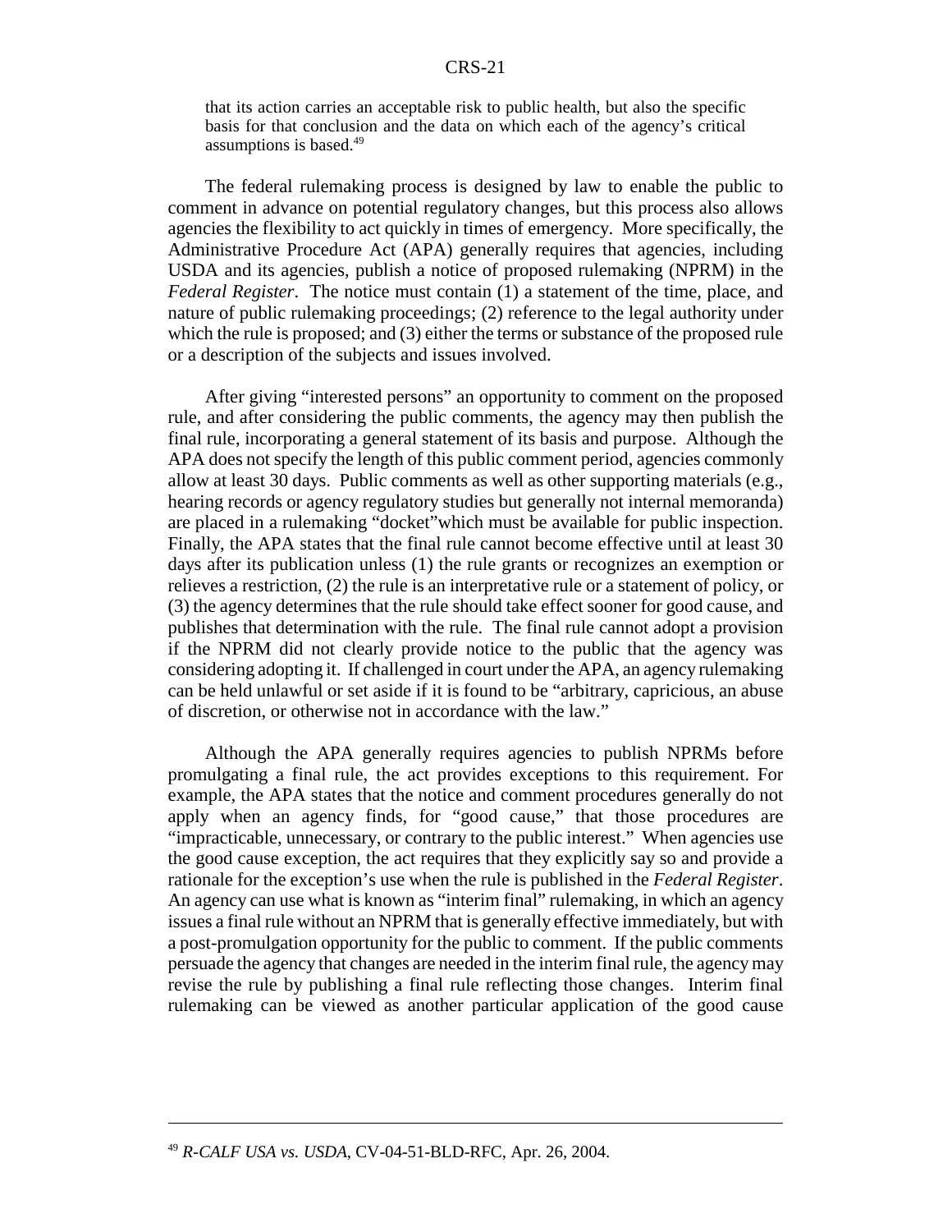> that its action carries an acceptable risk to public health, but also the specific basis for that conclusion and the data on which each of the agency's critical assumptions is based.[49]

The federal rulemaking process is designed by law to enable the public to comment in advance on potential regulatory changes, but this process also allows agencies the flexibility to act quickly in times of emergency. More specifically, the Administrative Procedure Act (APA) generally requires that agencies, including USDA and its agencies, publish a notice of proposed rulemaking (NPRM) in the *Federal Register*. The notice must contain (1) a statement of the time, place, and nature of public rulemaking proceedings; (2) reference to the legal authority under which the rule is proposed; and (3) either the terms or substance of the proposed rule or a description of the subjects and issues involved.

After giving "interested persons" an opportunity to comment on the proposed rule, and after considering the public comments, the agency may then publish the final rule, incorporating a general statement of its basis and purpose. Although the APA does not specify the length of this public comment period, agencies commonly allow at least 30 days. Public comments as well as other supporting materials (e.g., hearing records or agency regulatory studies but generally not internal memoranda) are placed in a rulemaking "docket"which must be available for public inspection. Finally, the APA states that the final rule cannot become effective until at least 30 days after its publication unless (1) the rule grants or recognizes an exemption or relieves a restriction, (2) the rule is an interpretative rule or a statement of policy, or (3) the agency determines that the rule should take effect sooner for good cause, and publishes that determination with the rule. The final rule cannot adopt a provision if the NPRM did not clearly provide notice to the public that the agency was considering adopting it. If challenged in court under the APA, an agency rulemaking can be held unlawful or set aside if it is found to be "arbitrary, capricious, an abuse of discretion, or otherwise not in accordance with the law."

Although the APA generally requires agencies to publish NPRMs before promulgating a final rule, the act provides exceptions to this requirement. For example, the APA states that the notice and comment procedures generally do not apply when an agency finds, for "good cause," that those procedures are "impracticable, unnecessary, or contrary to the public interest." When agencies use the good cause exception, the act requires that they explicitly say so and provide a rationale for the exception's use when the rule is published in the *Federal Register*. An agency can use what is known as "interim final" rulemaking, in which an agency issues a final rule without an NPRM that is generally effective immediately, but with a post-promulgation opportunity for the public to comment. If the public comments persuade the agency that changes are needed in the interim final rule, the agency may revise the rule by publishing a final rule reflecting those changes. Interim final rulemaking can be viewed as another particular application of the good cause

[49] *R-CALF USA vs. USDA*, CV-04-51-BLD-RFC, Apr. 26, 2004.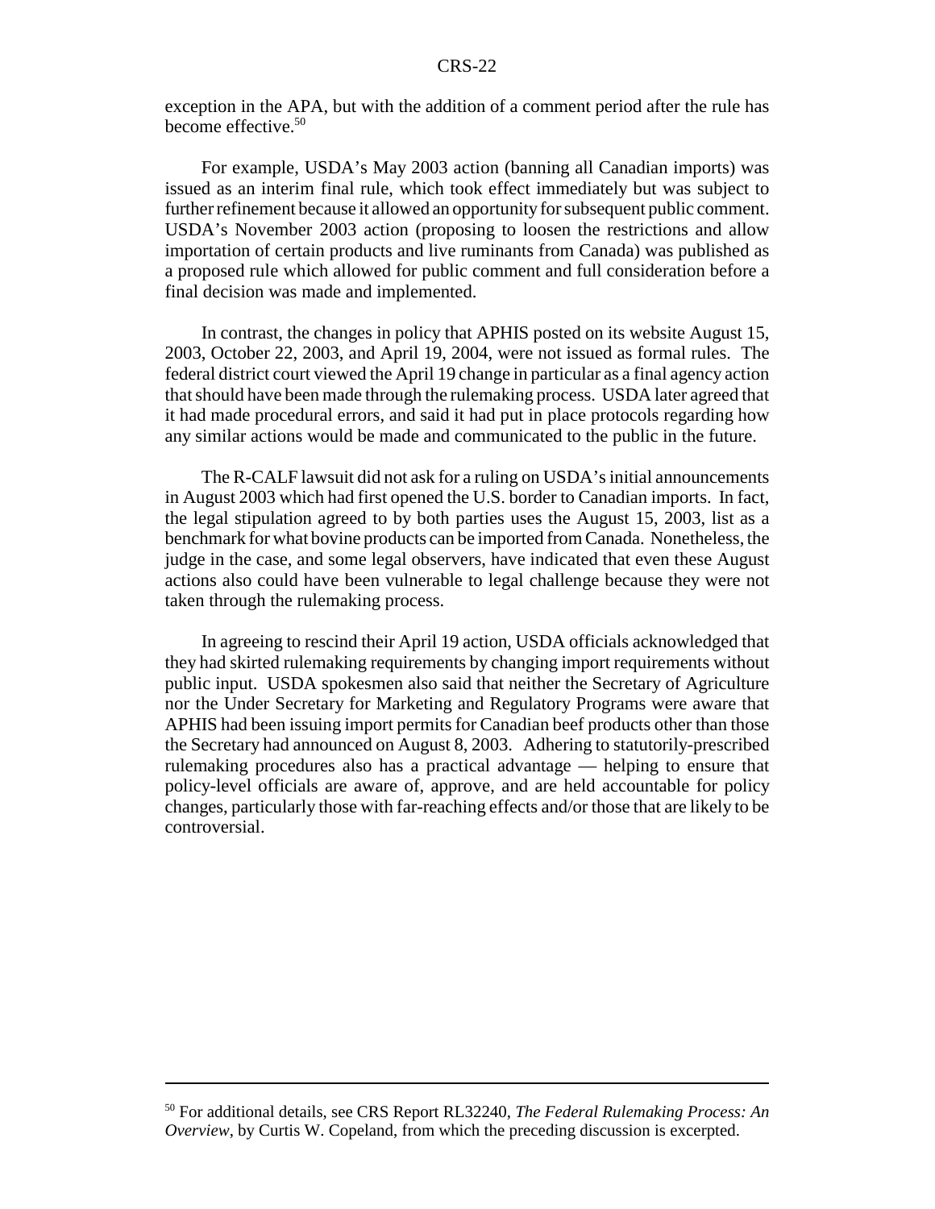exception in the APA, but with the addition of a comment period after the rule has become effective.[50]

For example, USDA's May 2003 action (banning all Canadian imports) was issued as an interim final rule, which took effect immediately but was subject to further refinement because it allowed an opportunity for subsequent public comment. USDA's November 2003 action (proposing to loosen the restrictions and allow importation of certain products and live ruminants from Canada) was published as a proposed rule which allowed for public comment and full consideration before a final decision was made and implemented.

In contrast, the changes in policy that APHIS posted on its website August 15, 2003, October 22, 2003, and April 19, 2004, were not issued as formal rules. The federal district court viewed the April 19 change in particular as a final agency action that should have been made through the rulemaking process. USDA later agreed that it had made procedural errors, and said it had put in place protocols regarding how any similar actions would be made and communicated to the public in the future.

The R-CALF lawsuit did not ask for a ruling on USDA's initial announcements in August 2003 which had first opened the U.S. border to Canadian imports. In fact, the legal stipulation agreed to by both parties uses the August 15, 2003, list as a benchmark for what bovine products can be imported from Canada. Nonetheless, the judge in the case, and some legal observers, have indicated that even these August actions also could have been vulnerable to legal challenge because they were not taken through the rulemaking process.

In agreeing to rescind their April 19 action, USDA officials acknowledged that they had skirted rulemaking requirements by changing import requirements without public input. USDA spokesmen also said that neither the Secretary of Agriculture nor the Under Secretary for Marketing and Regulatory Programs were aware that APHIS had been issuing import permits for Canadian beef products other than those the Secretary had announced on August 8, 2003. Adhering to statutorily-prescribed rulemaking procedures also has a practical advantage — helping to ensure that policy-level officials are aware of, approve, and are held accountable for policy changes, particularly those with far-reaching effects and/or those that are likely to be controversial.

---

[50] For additional details, see CRS Report RL32240, *The Federal Rulemaking Process: An Overview*, by Curtis W. Copeland, from which the preceding discussion is excerpted.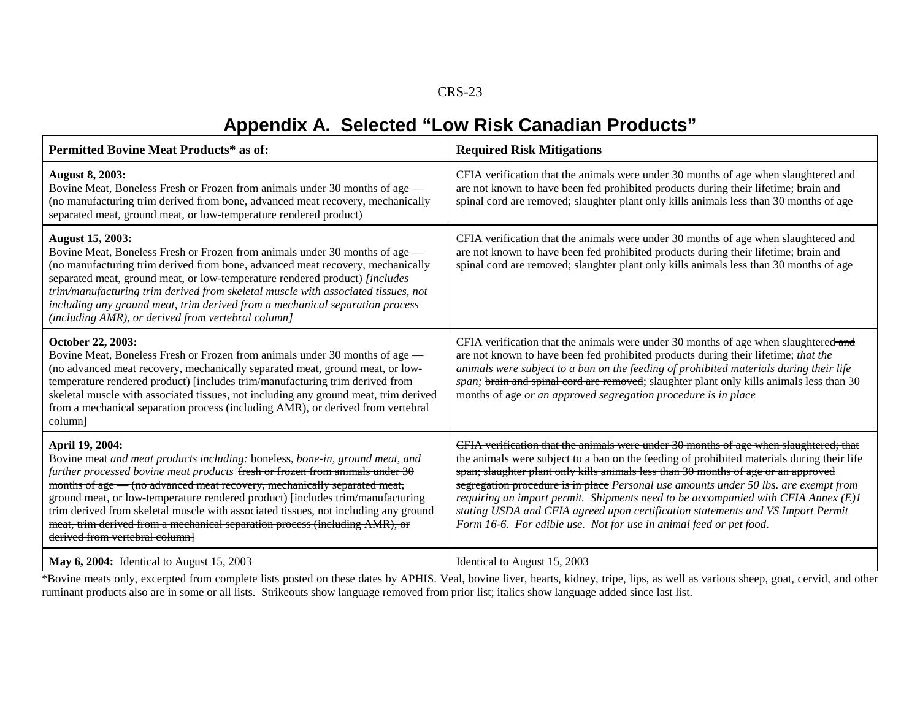# Appendix A. Selected "Low Risk Canadian Products"

| Permitted Bovine Meat Products* as of: | Required Risk Mitigations |
|---|---|
| **August 8, 2003:** Bovine Meat, Boneless Fresh or Frozen from animals under 30 months of age — (no manufacturing trim derived from bone, advanced meat recovery, mechanically separated meat, ground meat, or low-temperature rendered product) | CFIA verification that the animals were under 30 months of age when slaughtered and are not known to have been fed prohibited products during their lifetime; brain and spinal cord are removed; slaughter plant only kills animals less than 30 months of age |
| **August 15, 2003:** Bovine Meat, Boneless Fresh or Frozen from animals under 30 months of age — (no ~~manufacturing trim derived from bone,~~ advanced meat recovery, mechanically separated meat, ground meat, or low-temperature rendered product) *[includes trim/manufacturing trim derived from skeletal muscle with associated tissues, not including any ground meat, trim derived from a mechanical separation process (including AMR), or derived from vertebral column]* | CFIA verification that the animals were under 30 months of age when slaughtered and are not known to have been fed prohibited products during their lifetime; brain and spinal cord are removed; slaughter plant only kills animals less than 30 months of age |
| **October 22, 2003:** Bovine Meat, Boneless Fresh or Frozen from animals under 30 months of age — (no advanced meat recovery, mechanically separated meat, ground meat, or low-temperature rendered product) [includes trim/manufacturing trim derived from skeletal muscle with associated tissues, not including any ground meat, trim derived from a mechanical separation process (including AMR), or derived from vertebral column] | CFIA verification that the animals were under 30 months of age when slaughtered~~ and are not known to have been fed prohibited products during their lifetime~~; *that the animals were subject to a ban on the feeding of prohibited materials during their life span;* ~~brain and spinal cord are removed~~; slaughter plant only kills animals less than 30 months of age *or an approved segregation procedure is in place* |
| **April 19, 2004:** Bovine meat *and meat products including:* boneless, *bone-in, ground meat, and further processed bovine meat products* ~~fresh or frozen from animals under 30 months of age — (no advanced meat recovery, mechanically separated meat, ground meat, or low-temperature rendered product) [includes trim/manufacturing trim derived from skeletal muscle with associated tissues, not including any ground meat, trim derived from a mechanical separation process (including AMR), or derived from vertebral column]~~ | ~~CFIA verification that the animals were under 30 months of age when slaughtered; that the animals were subject to a ban on the feeding of prohibited materials during their life span; slaughter plant only kills animals less than 30 months of age or an approved segregation procedure is in place~~ *Personal use amounts under 50 lbs. are exempt from requiring an import permit. Shipments need to be accompanied with CFIA Annex (E)1 stating USDA and CFIA agreed upon certification statements and VS Import Permit Form 16-6. For edible use. Not for use in animal feed or pet food.* |
| **May 6, 2004:** Identical to August 15, 2003 | Identical to August 15, 2003 |

*Bovine meats only, excerpted from complete lists posted on these dates by APHIS. Veal, bovine liver, hearts, kidney, tripe, lips, as well as various sheep, goat, cervid, and other ruminant products also are in some or all lists. Strikeouts show language removed from prior list; italics show language added since last list.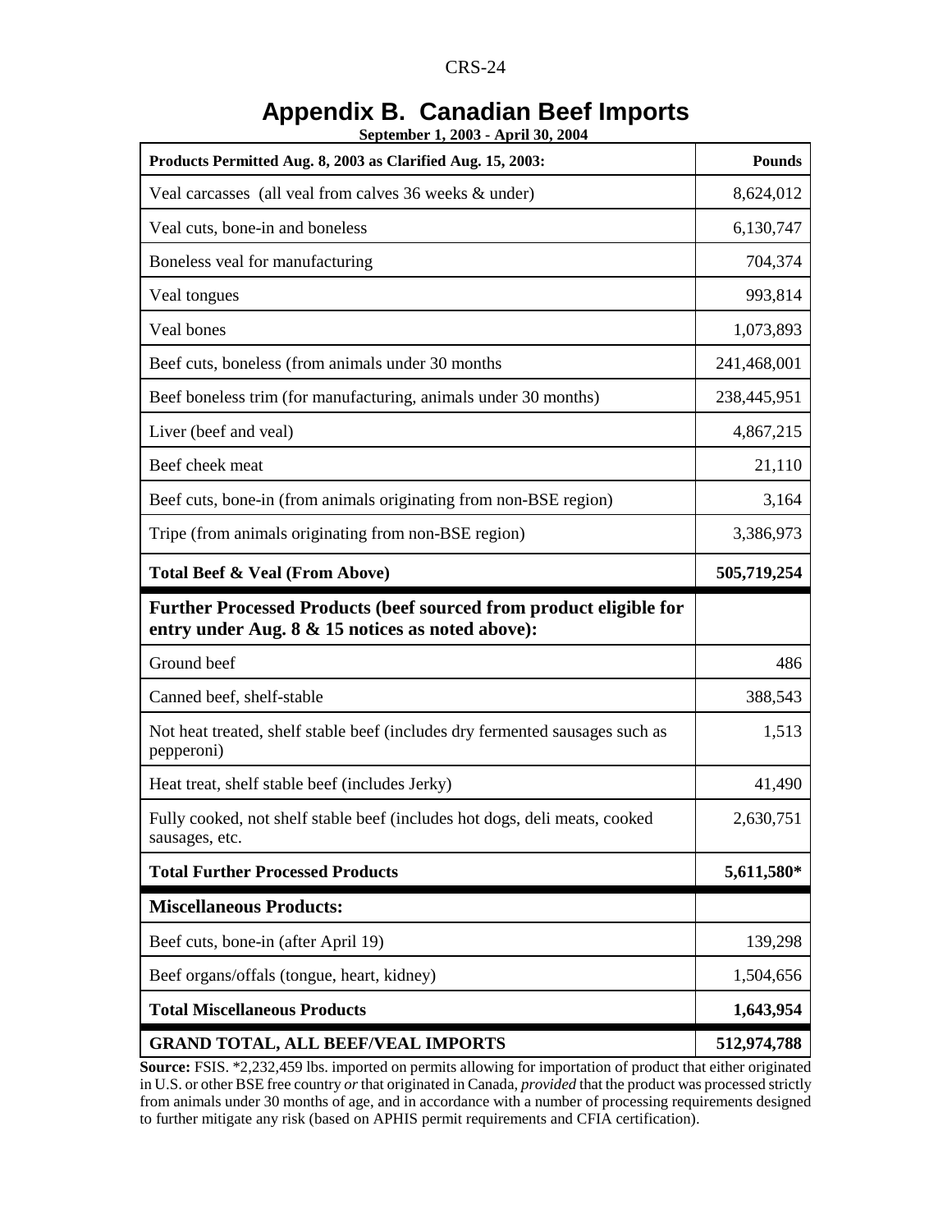# Appendix B. Canadian Beef Imports

**September 1, 2003 - April 30, 2004**

| **Products Permitted Aug. 8, 2003 as Clarified Aug. 15, 2003:** | **Pounds** |
|---|---|
| Veal carcasses (all veal from calves 36 weeks & under) | 8,624,012 |
| Veal cuts, bone-in and boneless | 6,130,747 |
| Boneless veal for manufacturing | 704,374 |
| Veal tongues | 993,814 |
| Veal bones | 1,073,893 |
| Beef cuts, boneless (from animals under 30 months | 241,468,001 |
| Beef boneless trim (for manufacturing, animals under 30 months) | 238,445,951 |
| Liver (beef and veal) | 4,867,215 |
| Beef cheek meat | 21,110 |
| Beef cuts, bone-in (from animals originating from non-BSE region) | 3,164 |
| Tripe (from animals originating from non-BSE region) | 3,386,973 |
| **Total Beef & Veal (From Above)** | **505,719,254** |
| **Further Processed Products (beef sourced from product eligible for entry under Aug. 8 & 15 notices as noted above):** | |
| Ground beef | 486 |
| Canned beef, shelf-stable | 388,543 |
| Not heat treated, shelf stable beef (includes dry fermented sausages such as pepperoni) | 1,513 |
| Heat treat, shelf stable beef (includes Jerky) | 41,490 |
| Fully cooked, not shelf stable beef (includes hot dogs, deli meats, cooked sausages, etc. | 2,630,751 |
| **Total Further Processed Products** | **5,611,580*** |
| **Miscellaneous Products:** | |
| Beef cuts, bone-in (after April 19) | 139,298 |
| Beef organs/offals (tongue, heart, kidney) | 1,504,656 |
| **Total Miscellaneous Products** | **1,643,954** |
| **GRAND TOTAL, ALL BEEF/VEAL IMPORTS** | **512,974,788** |

**Source:** FSIS. *2,232,459 lbs. imported on permits allowing for importation of product that either originated in U.S. or other BSE free country *or* that originated in Canada, *provided* that the product was processed strictly from animals under 30 months of age, and in accordance with a number of processing requirements designed to further mitigate any risk (based on APHIS permit requirements and CFIA certification).